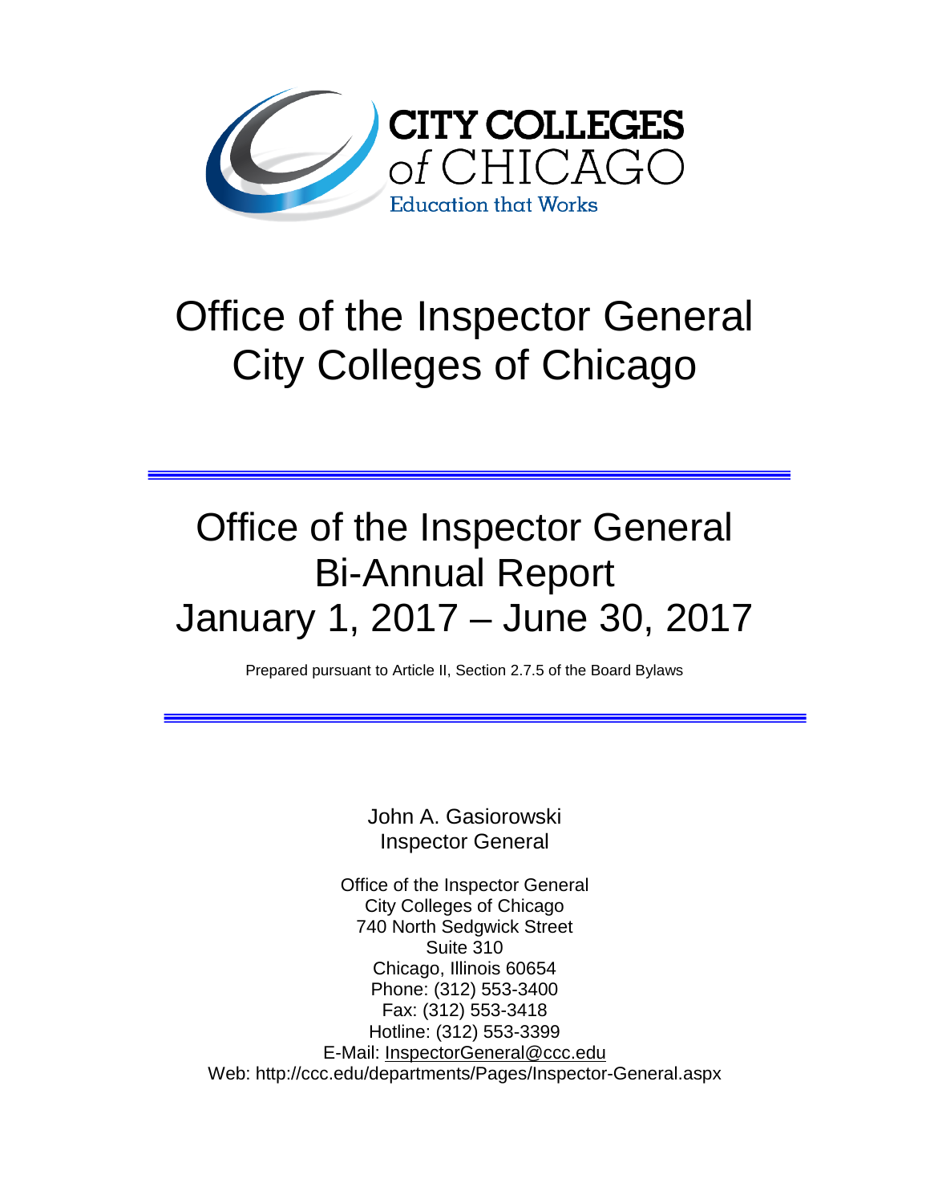CITY COLLEGES of CHICAGO

Education that Works

# Office of the Inspector General
# City Colleges of Chicago

---

# Office of the Inspector General
# Bi-Annual Report
# January 1, 2017 – June 30, 2017

Prepared pursuant to Article II, Section 2.7.5 of the Board Bylaws

---

John A. Gasiorowski
Inspector General

Office of the Inspector General
City Colleges of Chicago
740 North Sedgwick Street
Suite 310
Chicago, Illinois 60654
Phone: (312) 553-3400
Fax: (312) 553-3418
Hotline: (312) 553-3399
E-Mail: InspectorGeneral@ccc.edu
Web: http://ccc.edu/departments/Pages/Inspector-General.aspx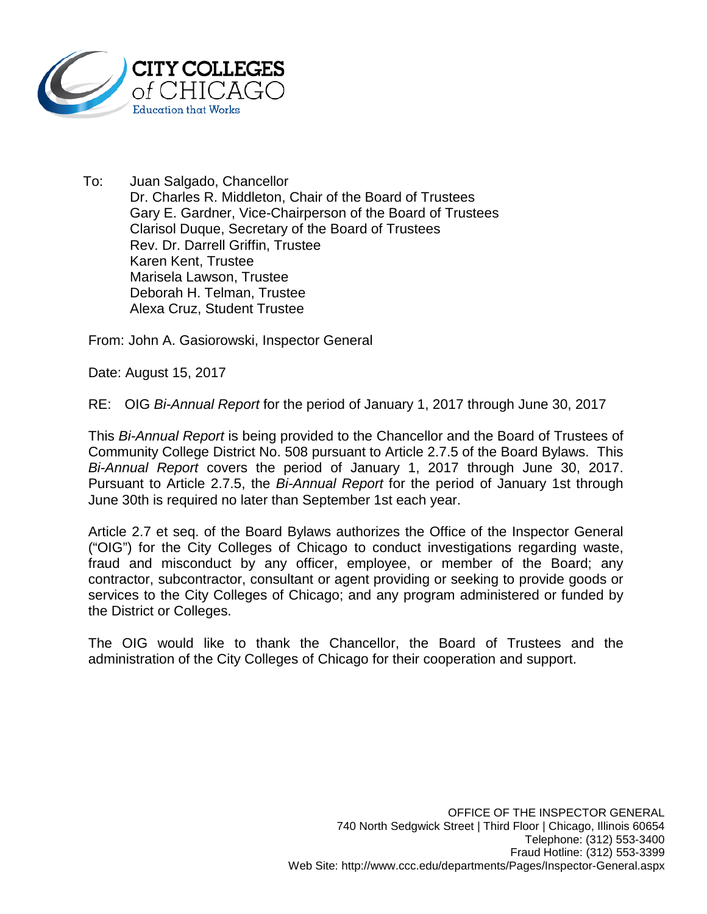**CITY COLLEGES of CHICAGO**
Education that Works

To: Juan Salgado, Chancellor
Dr. Charles R. Middleton, Chair of the Board of Trustees
Gary E. Gardner, Vice-Chairperson of the Board of Trustees
Clarisol Duque, Secretary of the Board of Trustees
Rev. Dr. Darrell Griffin, Trustee
Karen Kent, Trustee
Marisela Lawson, Trustee
Deborah H. Telman, Trustee
Alexa Cruz, Student Trustee

From: John A. Gasiorowski, Inspector General

Date: August 15, 2017

RE: OIG *Bi-Annual Report* for the period of January 1, 2017 through June 30, 2017

This *Bi-Annual Report* is being provided to the Chancellor and the Board of Trustees of Community College District No. 508 pursuant to Article 2.7.5 of the Board Bylaws. This *Bi-Annual Report* covers the period of January 1, 2017 through June 30, 2017. Pursuant to Article 2.7.5, the *Bi-Annual Report* for the period of January 1st through June 30th is required no later than September 1st each year.

Article 2.7 et seq. of the Board Bylaws authorizes the Office of the Inspector General ("OIG") for the City Colleges of Chicago to conduct investigations regarding waste, fraud and misconduct by any officer, employee, or member of the Board; any contractor, subcontractor, consultant or agent providing or seeking to provide goods or services to the City Colleges of Chicago; and any program administered or funded by the District or Colleges.

The OIG would like to thank the Chancellor, the Board of Trustees and the administration of the City Colleges of Chicago for their cooperation and support.

OFFICE OF THE INSPECTOR GENERAL
740 North Sedgwick Street | Third Floor | Chicago, Illinois 60654
Telephone: (312) 553-3400
Fraud Hotline: (312) 553-3399
Web Site: http://www.ccc.edu/departments/Pages/Inspector-General.aspx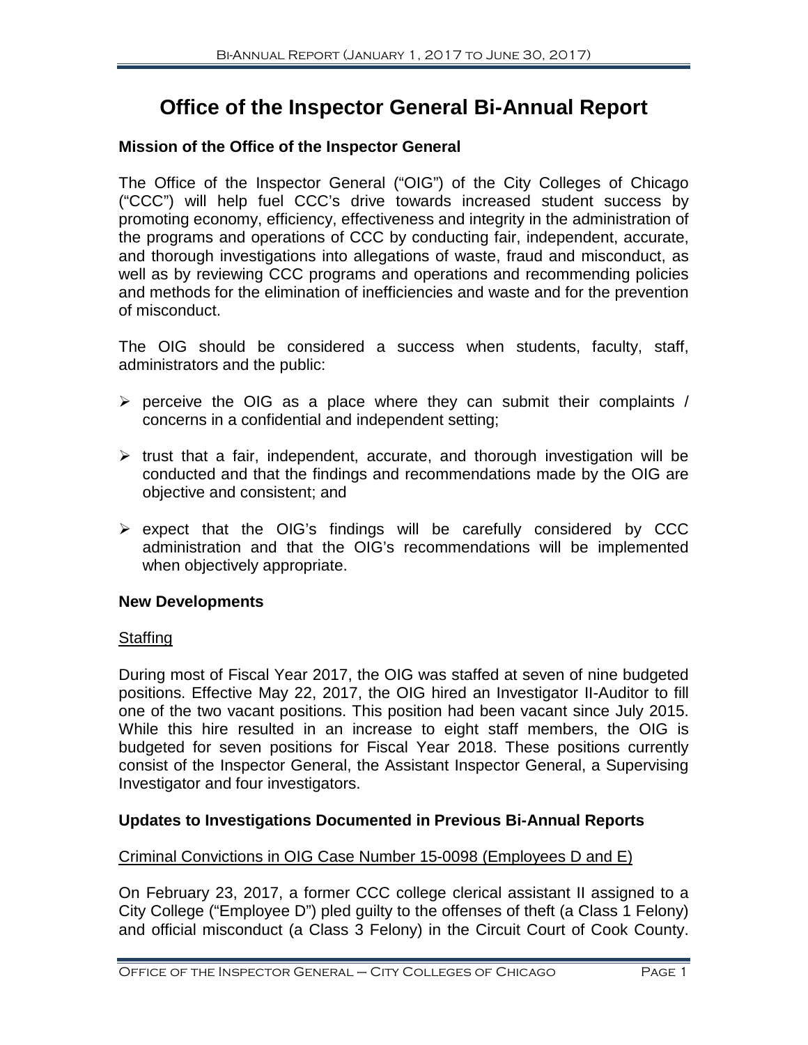# Office of the Inspector General Bi-Annual Report

### Mission of the Office of the Inspector General

The Office of the Inspector General ("OIG") of the City Colleges of Chicago ("CCC") will help fuel CCC's drive towards increased student success by promoting economy, efficiency, effectiveness and integrity in the administration of the programs and operations of CCC by conducting fair, independent, accurate, and thorough investigations into allegations of waste, fraud and misconduct, as well as by reviewing CCC programs and operations and recommending policies and methods for the elimination of inefficiencies and waste and for the prevention of misconduct.

The OIG should be considered a success when students, faculty, staff, administrators and the public:

- perceive the OIG as a place where they can submit their complaints / concerns in a confidential and independent setting;
- trust that a fair, independent, accurate, and thorough investigation will be conducted and that the findings and recommendations made by the OIG are objective and consistent; and
- expect that the OIG's findings will be carefully considered by CCC administration and that the OIG's recommendations will be implemented when objectively appropriate.

### New Developments

Staffing

During most of Fiscal Year 2017, the OIG was staffed at seven of nine budgeted positions. Effective May 22, 2017, the OIG hired an Investigator II-Auditor to fill one of the two vacant positions. This position had been vacant since July 2015. While this hire resulted in an increase to eight staff members, the OIG is budgeted for seven positions for Fiscal Year 2018. These positions currently consist of the Inspector General, the Assistant Inspector General, a Supervising Investigator and four investigators.

### Updates to Investigations Documented in Previous Bi-Annual Reports

Criminal Convictions in OIG Case Number 15-0098 (Employees D and E)

On February 23, 2017, a former CCC college clerical assistant II assigned to a City College ("Employee D") pled guilty to the offenses of theft (a Class 1 Felony) and official misconduct (a Class 3 Felony) in the Circuit Court of Cook County.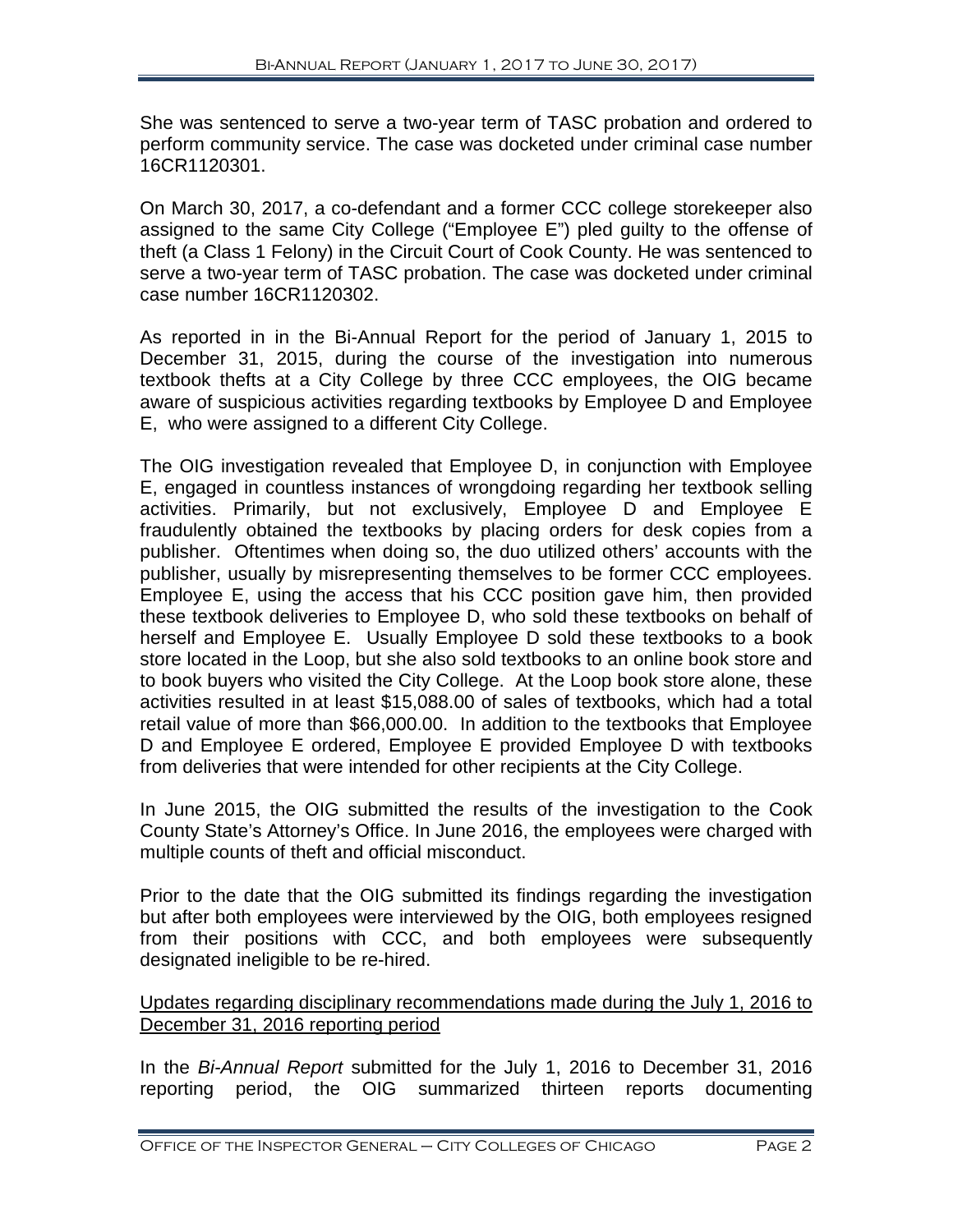She was sentenced to serve a two-year term of TASC probation and ordered to perform community service. The case was docketed under criminal case number 16CR1120301.

On March 30, 2017, a co-defendant and a former CCC college storekeeper also assigned to the same City College ("Employee E") pled guilty to the offense of theft (a Class 1 Felony) in the Circuit Court of Cook County. He was sentenced to serve a two-year term of TASC probation. The case was docketed under criminal case number 16CR1120302.

As reported in in the Bi-Annual Report for the period of January 1, 2015 to December 31, 2015, during the course of the investigation into numerous textbook thefts at a City College by three CCC employees, the OIG became aware of suspicious activities regarding textbooks by Employee D and Employee E, who were assigned to a different City College.

The OIG investigation revealed that Employee D, in conjunction with Employee E, engaged in countless instances of wrongdoing regarding her textbook selling activities. Primarily, but not exclusively, Employee D and Employee E fraudulently obtained the textbooks by placing orders for desk copies from a publisher. Oftentimes when doing so, the duo utilized others' accounts with the publisher, usually by misrepresenting themselves to be former CCC employees. Employee E, using the access that his CCC position gave him, then provided these textbook deliveries to Employee D, who sold these textbooks on behalf of herself and Employee E. Usually Employee D sold these textbooks to a book store located in the Loop, but she also sold textbooks to an online book store and to book buyers who visited the City College. At the Loop book store alone, these activities resulted in at least $15,088.00 of sales of textbooks, which had a total retail value of more than $66,000.00. In addition to the textbooks that Employee D and Employee E ordered, Employee E provided Employee D with textbooks from deliveries that were intended for other recipients at the City College.

In June 2015, the OIG submitted the results of the investigation to the Cook County State's Attorney's Office. In June 2016, the employees were charged with multiple counts of theft and official misconduct.

Prior to the date that the OIG submitted its findings regarding the investigation but after both employees were interviewed by the OIG, both employees resigned from their positions with CCC, and both employees were subsequently designated ineligible to be re-hired.

<u>Updates regarding disciplinary recommendations made during the July 1, 2016 to December 31, 2016 reporting period</u>

In the *Bi-Annual Report* submitted for the July 1, 2016 to December 31, 2016 reporting period, the OIG summarized thirteen reports documenting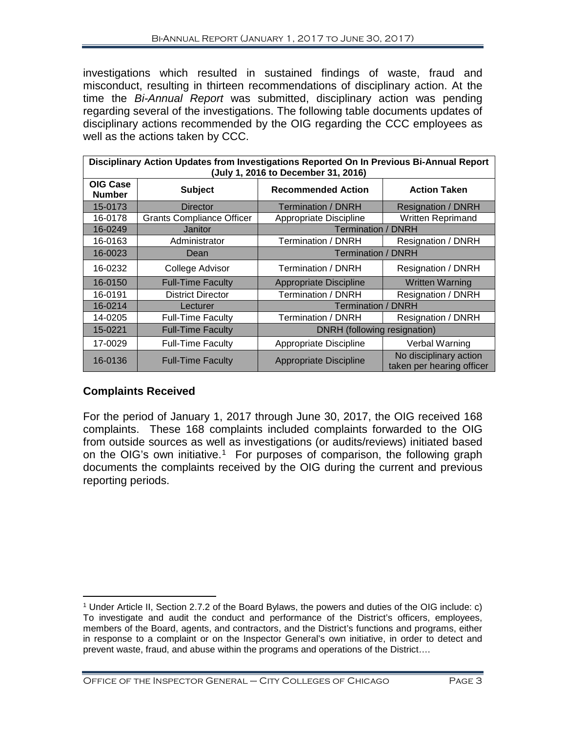investigations which resulted in sustained findings of waste, fraud and misconduct, resulting in thirteen recommendations of disciplinary action. At the time the *Bi-Annual Report* was submitted, disciplinary action was pending regarding several of the investigations. The following table documents updates of disciplinary actions recommended by the OIG regarding the CCC employees as well as the actions taken by CCC.

| **Disciplinary Action Updates from Investigations Reported On In Previous Bi-Annual Report (July 1, 2016 to December 31, 2016)** | | | |
|---|---|---|---|
| **OIG Case Number** | **Subject** | **Recommended Action** | **Action Taken** |
| 15-0173 | Director | Termination / DNRH | Resignation / DNRH |
| 16-0178 | Grants Compliance Officer | Appropriate Discipline | Written Reprimand |
| 16-0249 | Janitor | Termination / DNRH | |
| 16-0163 | Administrator | Termination / DNRH | Resignation / DNRH |
| 16-0023 | Dean | Termination / DNRH | |
| 16-0232 | College Advisor | Termination / DNRH | Resignation / DNRH |
| 16-0150 | Full-Time Faculty | Appropriate Discipline | Written Warning |
| 16-0191 | District Director | Termination / DNRH | Resignation / DNRH |
| 16-0214 | Lecturer | Termination / DNRH | |
| 14-0205 | Full-Time Faculty | Termination / DNRH | Resignation / DNRH |
| 15-0221 | Full-Time Faculty | DNRH (following resignation) | |
| 17-0029 | Full-Time Faculty | Appropriate Discipline | Verbal Warning |
| 16-0136 | Full-Time Faculty | Appropriate Discipline | No disciplinary action taken per hearing officer |

## Complaints Received

For the period of January 1, 2017 through June 30, 2017, the OIG received 168 complaints. These 168 complaints included complaints forwarded to the OIG from outside sources as well as investigations (or audits/reviews) initiated based on the OIG's own initiative.[1] For purposes of comparison, the following graph documents the complaints received by the OIG during the current and previous reporting periods.

[1] Under Article II, Section 2.7.2 of the Board Bylaws, the powers and duties of the OIG include: c) To investigate and audit the conduct and performance of the District's officers, employees, members of the Board, agents, and contractors, and the District's functions and programs, either in response to a complaint or on the Inspector General's own initiative, in order to detect and prevent waste, fraud, and abuse within the programs and operations of the District….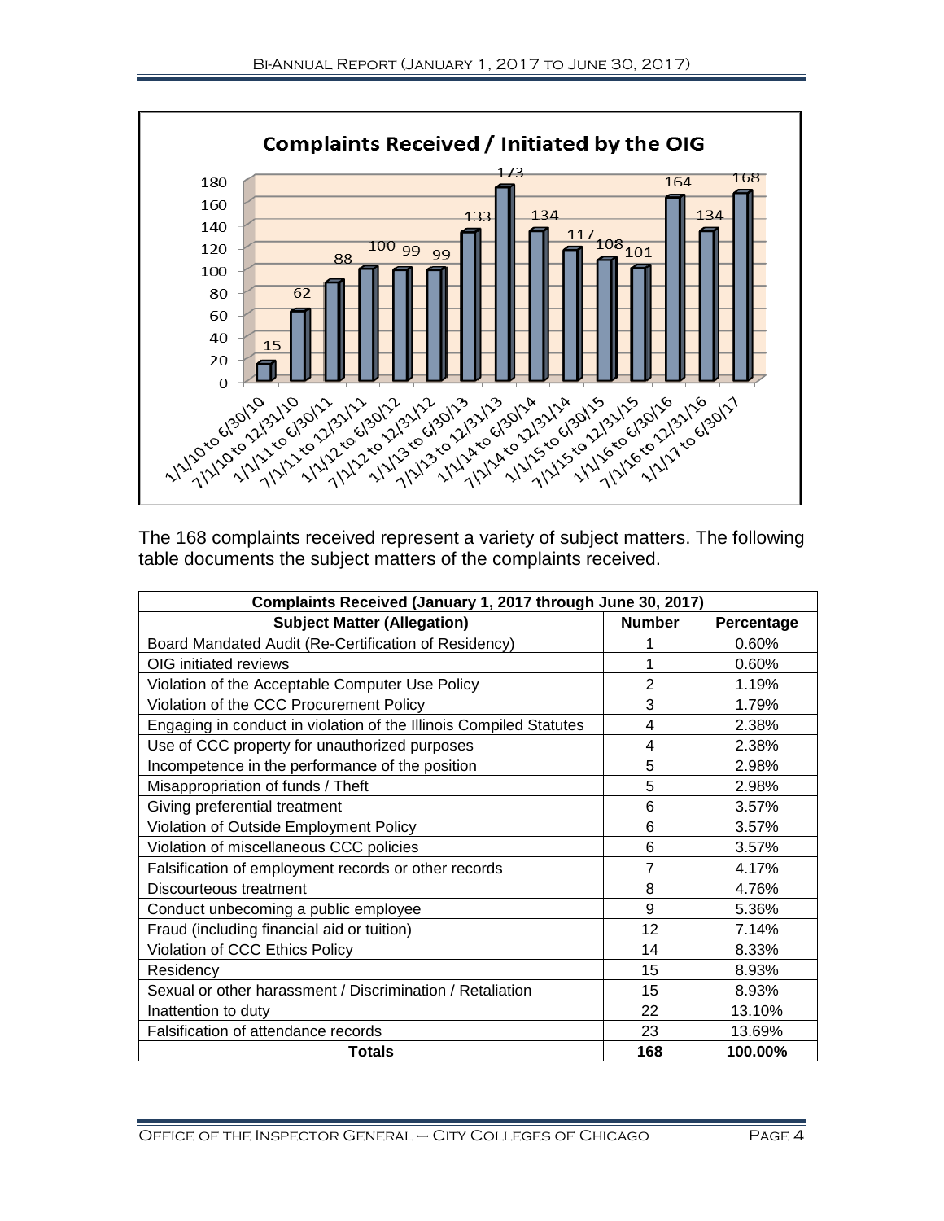**Complaints Received / Initiated by the OIG**

| Period | Complaints |
|---|---|
| 1/1/10 to 6/30/10 | 15 |
| 7/1/10 to 12/31/10 | 62 |
| 1/1/11 to 6/30/11 | 88 |
| 7/1/11 to 12/31/11 | 100 |
| 1/1/12 to 6/30/12 | 99 |
| 7/1/12 to 12/31/12 | 99 |
| 1/1/13 to 6/30/13 | 133 |
| 7/1/13 to 12/31/13 | 173 |
| 1/1/14 to 6/30/14 | 134 |
| 7/1/14 to 12/31/14 | 117 |
| 1/1/15 to 6/30/15 | 108 |
| 7/1/15 to 12/31/15 | 101 |
| 1/1/16 to 6/30/16 | 164 |
| 7/1/16 to 12/31/16 | 134 |
| 1/1/17 to 6/30/17 | 168 |

The 168 complaints received represent a variety of subject matters. The following table documents the subject matters of the complaints received.

| Complaints Received (January 1, 2017 through June 30, 2017) | | |
|---|---|---|
| **Subject Matter (Allegation)** | **Number** | **Percentage** |
| Board Mandated Audit (Re-Certification of Residency) | 1 | 0.60% |
| OIG initiated reviews | 1 | 0.60% |
| Violation of the Acceptable Computer Use Policy | 2 | 1.19% |
| Violation of the CCC Procurement Policy | 3 | 1.79% |
| Engaging in conduct in violation of the Illinois Compiled Statutes | 4 | 2.38% |
| Use of CCC property for unauthorized purposes | 4 | 2.38% |
| Incompetence in the performance of the position | 5 | 2.98% |
| Misappropriation of funds / Theft | 5 | 2.98% |
| Giving preferential treatment | 6 | 3.57% |
| Violation of Outside Employment Policy | 6 | 3.57% |
| Violation of miscellaneous CCC policies | 6 | 3.57% |
| Falsification of employment records or other records | 7 | 4.17% |
| Discourteous treatment | 8 | 4.76% |
| Conduct unbecoming a public employee | 9 | 5.36% |
| Fraud (including financial aid or tuition) | 12 | 7.14% |
| Violation of CCC Ethics Policy | 14 | 8.33% |
| Residency | 15 | 8.93% |
| Sexual or other harassment / Discrimination / Retaliation | 15 | 8.93% |
| Inattention to duty | 22 | 13.10% |
| Falsification of attendance records | 23 | 13.69% |
| **Totals** | **168** | **100.00%** |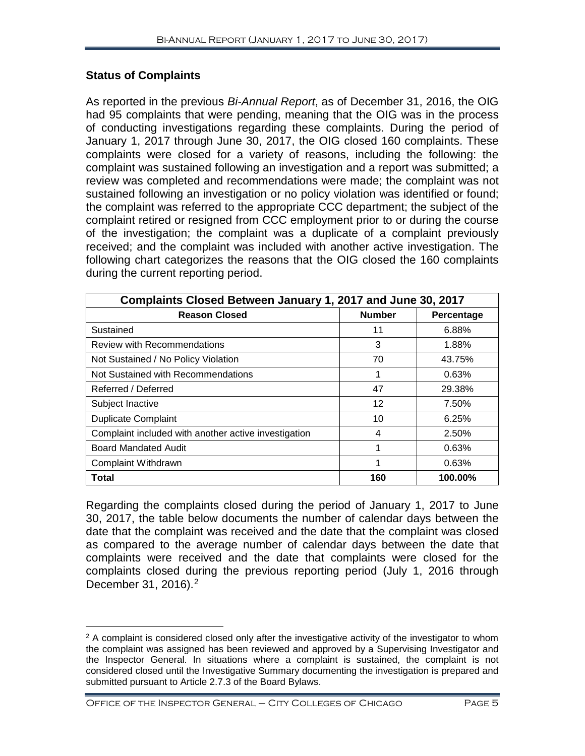### Status of Complaints

As reported in the previous *Bi-Annual Report*, as of December 31, 2016, the OIG had 95 complaints that were pending, meaning that the OIG was in the process of conducting investigations regarding these complaints. During the period of January 1, 2017 through June 30, 2017, the OIG closed 160 complaints. These complaints were closed for a variety of reasons, including the following: the complaint was sustained following an investigation and a report was submitted; a review was completed and recommendations were made; the complaint was not sustained following an investigation or no policy violation was identified or found; the complaint was referred to the appropriate CCC department; the subject of the complaint retired or resigned from CCC employment prior to or during the course of the investigation; the complaint was a duplicate of a complaint previously received; and the complaint was included with another active investigation. The following chart categorizes the reasons that the OIG closed the 160 complaints during the current reporting period.

| Complaints Closed Between January 1, 2017 and June 30, 2017 | | |
|---|---|---|
| **Reason Closed** | **Number** | **Percentage** |
| Sustained | 11 | 6.88% |
| Review with Recommendations | 3 | 1.88% |
| Not Sustained / No Policy Violation | 70 | 43.75% |
| Not Sustained with Recommendations | 1 | 0.63% |
| Referred / Deferred | 47 | 29.38% |
| Subject Inactive | 12 | 7.50% |
| Duplicate Complaint | 10 | 6.25% |
| Complaint included with another active investigation | 4 | 2.50% |
| Board Mandated Audit | 1 | 0.63% |
| Complaint Withdrawn | 1 | 0.63% |
| **Total** | **160** | **100.00%** |

Regarding the complaints closed during the period of January 1, 2017 to June 30, 2017, the table below documents the number of calendar days between the date that the complaint was received and the date that the complaint was closed as compared to the average number of calendar days between the date that complaints were received and the date that complaints were closed for the complaints closed during the previous reporting period (July 1, 2016 through December 31, 2016).[2]

[2] A complaint is considered closed only after the investigative activity of the investigator to whom the complaint was assigned has been reviewed and approved by a Supervising Investigator and the Inspector General. In situations where a complaint is sustained, the complaint is not considered closed until the Investigative Summary documenting the investigation is prepared and submitted pursuant to Article 2.7.3 of the Board Bylaws.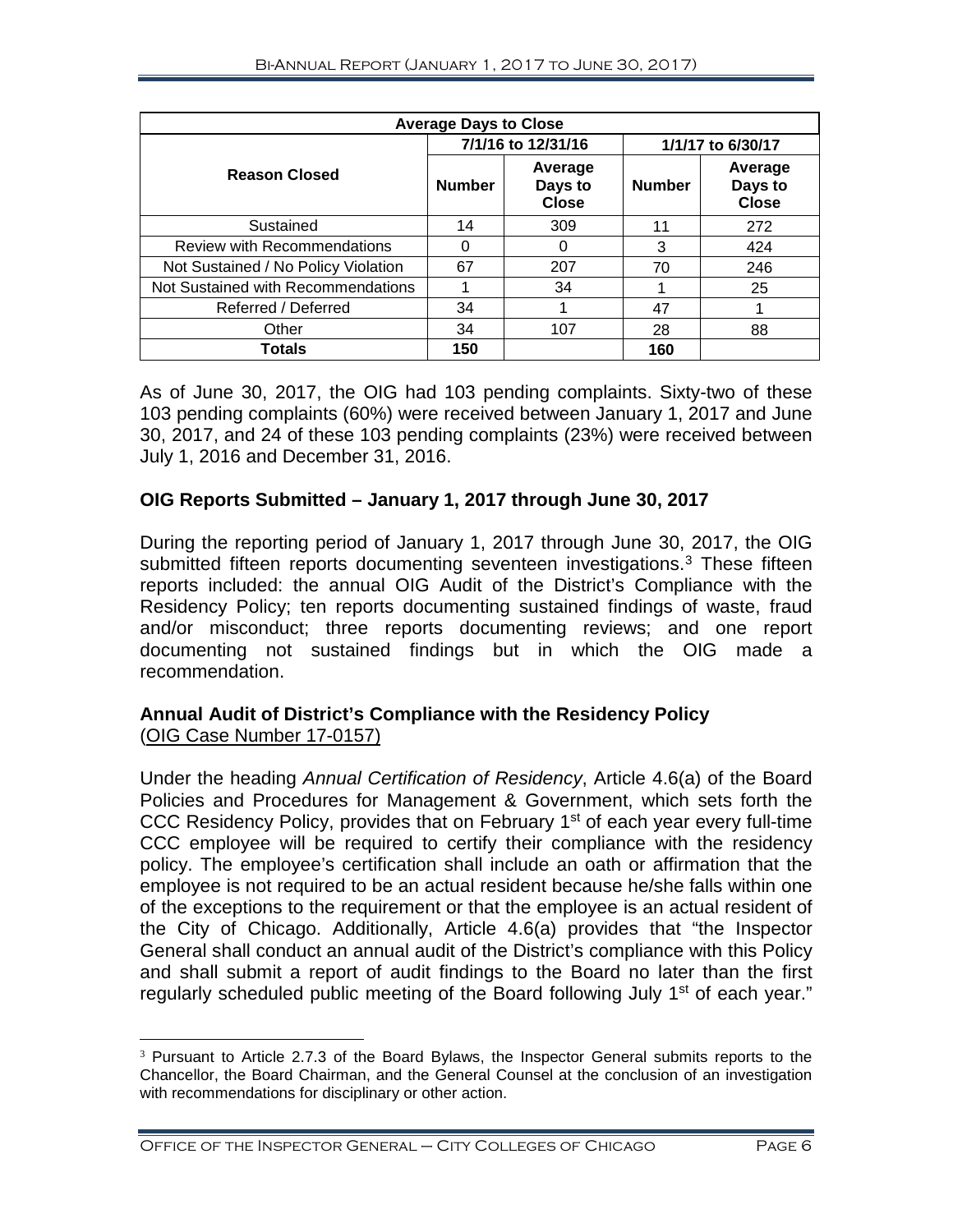| Average Days to Close | | | | |
|---|---|---|---|---|
| Reason Closed | 7/1/16 to 12/31/16 | | 1/1/17 to 6/30/17 | |
| | Number | Average Days to Close | Number | Average Days to Close |
| Sustained | 14 | 309 | 11 | 272 |
| Review with Recommendations | 0 | 0 | 3 | 424 |
| Not Sustained / No Policy Violation | 67 | 207 | 70 | 246 |
| Not Sustained with Recommendations | 1 | 34 | 1 | 25 |
| Referred / Deferred | 34 | 1 | 47 | 1 |
| Other | 34 | 107 | 28 | 88 |
| **Totals** | **150** | | **160** | |

As of June 30, 2017, the OIG had 103 pending complaints. Sixty-two of these 103 pending complaints (60%) were received between January 1, 2017 and June 30, 2017, and 24 of these 103 pending complaints (23%) were received between July 1, 2016 and December 31, 2016.

## OIG Reports Submitted – January 1, 2017 through June 30, 2017

During the reporting period of January 1, 2017 through June 30, 2017, the OIG submitted fifteen reports documenting seventeen investigations.[3] These fifteen reports included: the annual OIG Audit of the District's Compliance with the Residency Policy; ten reports documenting sustained findings of waste, fraud and/or misconduct; three reports documenting reviews; and one report documenting not sustained findings but in which the OIG made a recommendation.

### Annual Audit of District's Compliance with the Residency Policy

(OIG Case Number 17-0157)

Under the heading *Annual Certification of Residency*, Article 4.6(a) of the Board Policies and Procedures for Management & Government, which sets forth the CCC Residency Policy, provides that on February 1st of each year every full-time CCC employee will be required to certify their compliance with the residency policy. The employee's certification shall include an oath or affirmation that the employee is not required to be an actual resident because he/she falls within one of the exceptions to the requirement or that the employee is an actual resident of the City of Chicago. Additionally, Article 4.6(a) provides that "the Inspector General shall conduct an annual audit of the District's compliance with this Policy and shall submit a report of audit findings to the Board no later than the first regularly scheduled public meeting of the Board following July 1st of each year."

[3] Pursuant to Article 2.7.3 of the Board Bylaws, the Inspector General submits reports to the Chancellor, the Board Chairman, and the General Counsel at the conclusion of an investigation with recommendations for disciplinary or other action.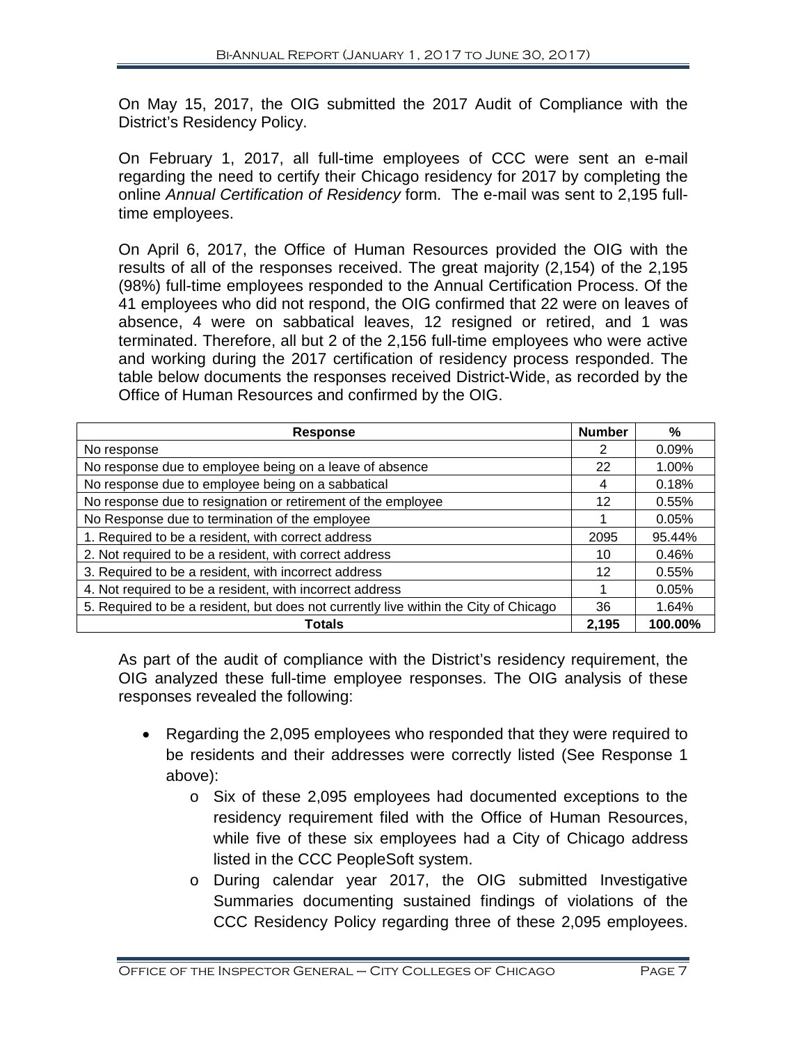On May 15, 2017, the OIG submitted the 2017 Audit of Compliance with the District's Residency Policy.

On February 1, 2017, all full-time employees of CCC were sent an e-mail regarding the need to certify their Chicago residency for 2017 by completing the online *Annual Certification of Residency* form. The e-mail was sent to 2,195 full-time employees.

On April 6, 2017, the Office of Human Resources provided the OIG with the results of all of the responses received. The great majority (2,154) of the 2,195 (98%) full-time employees responded to the Annual Certification Process. Of the 41 employees who did not respond, the OIG confirmed that 22 were on leaves of absence, 4 were on sabbatical leaves, 12 resigned or retired, and 1 was terminated. Therefore, all but 2 of the 2,156 full-time employees who were active and working during the 2017 certification of residency process responded. The table below documents the responses received District-Wide, as recorded by the Office of Human Resources and confirmed by the OIG.

| Response | Number | % |
|---|---|---|
| No response | 2 | 0.09% |
| No response due to employee being on a leave of absence | 22 | 1.00% |
| No response due to employee being on a sabbatical | 4 | 0.18% |
| No response due to resignation or retirement of the employee | 12 | 0.55% |
| No Response due to termination of the employee | 1 | 0.05% |
| 1. Required to be a resident, with correct address | 2095 | 95.44% |
| 2. Not required to be a resident, with correct address | 10 | 0.46% |
| 3. Required to be a resident, with incorrect address | 12 | 0.55% |
| 4. Not required to be a resident, with incorrect address | 1 | 0.05% |
| 5. Required to be a resident, but does not currently live within the City of Chicago | 36 | 1.64% |
| **Totals** | **2,195** | **100.00%** |

As part of the audit of compliance with the District's residency requirement, the OIG analyzed these full-time employee responses. The OIG analysis of these responses revealed the following:

- Regarding the 2,095 employees who responded that they were required to be residents and their addresses were correctly listed (See Response 1 above):
    - Six of these 2,095 employees had documented exceptions to the residency requirement filed with the Office of Human Resources, while five of these six employees had a City of Chicago address listed in the CCC PeopleSoft system.
    - During calendar year 2017, the OIG submitted Investigative Summaries documenting sustained findings of violations of the CCC Residency Policy regarding three of these 2,095 employees.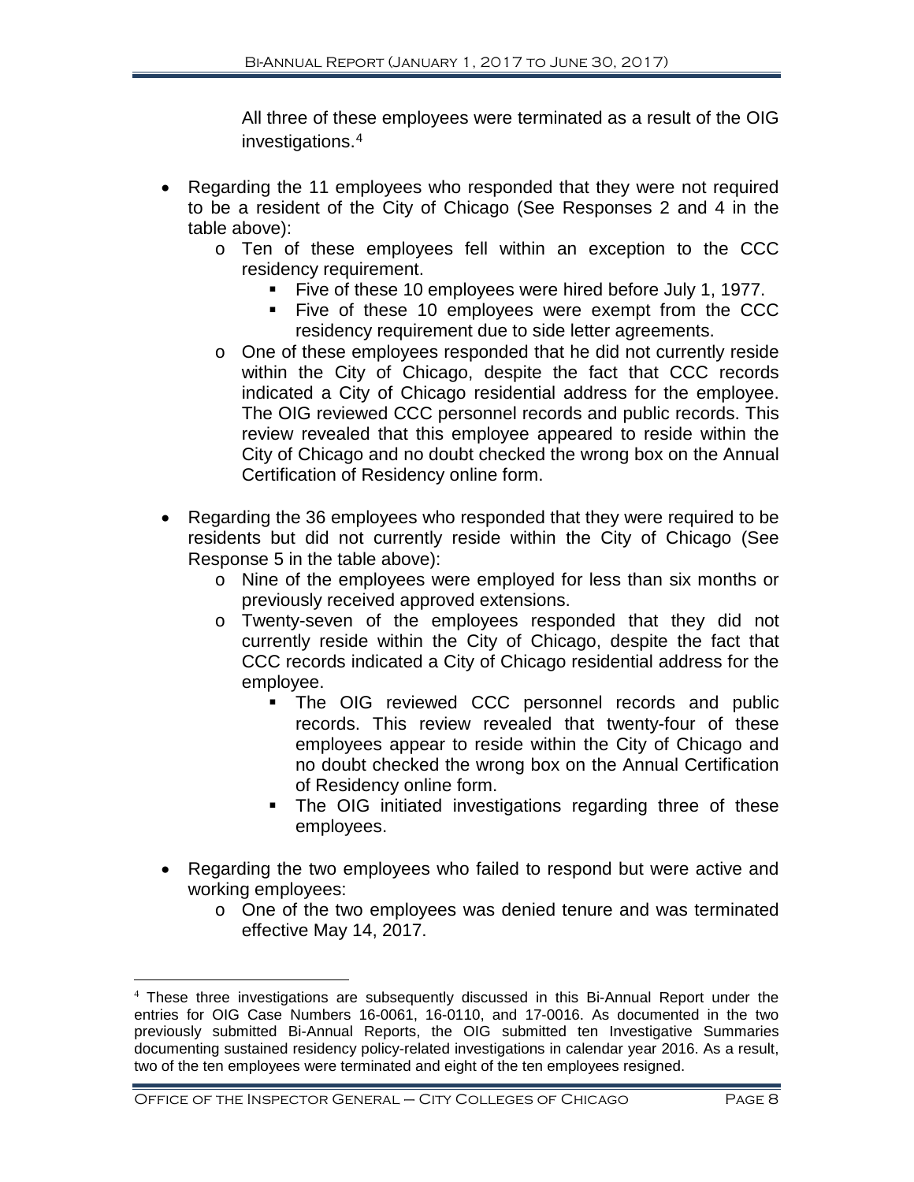All three of these employees were terminated as a result of the OIG investigations.[4]

- Regarding the 11 employees who responded that they were not required to be a resident of the City of Chicago (See Responses 2 and 4 in the table above):
  - Ten of these employees fell within an exception to the CCC residency requirement.
    - Five of these 10 employees were hired before July 1, 1977.
    - Five of these 10 employees were exempt from the CCC residency requirement due to side letter agreements.
  - One of these employees responded that he did not currently reside within the City of Chicago, despite the fact that CCC records indicated a City of Chicago residential address for the employee. The OIG reviewed CCC personnel records and public records. This review revealed that this employee appeared to reside within the City of Chicago and no doubt checked the wrong box on the Annual Certification of Residency online form.

- Regarding the 36 employees who responded that they were required to be residents but did not currently reside within the City of Chicago (See Response 5 in the table above):
  - Nine of the employees were employed for less than six months or previously received approved extensions.
  - Twenty-seven of the employees responded that they did not currently reside within the City of Chicago, despite the fact that CCC records indicated a City of Chicago residential address for the employee.
    - The OIG reviewed CCC personnel records and public records. This review revealed that twenty-four of these employees appear to reside within the City of Chicago and no doubt checked the wrong box on the Annual Certification of Residency online form.
    - The OIG initiated investigations regarding three of these employees.

- Regarding the two employees who failed to respond but were active and working employees:
  - One of the two employees was denied tenure and was terminated effective May 14, 2017.

[4] These three investigations are subsequently discussed in this Bi-Annual Report under the entries for OIG Case Numbers 16-0061, 16-0110, and 17-0016. As documented in the two previously submitted Bi-Annual Reports, the OIG submitted ten Investigative Summaries documenting sustained residency policy-related investigations in calendar year 2016. As a result, two of the ten employees were terminated and eight of the ten employees resigned.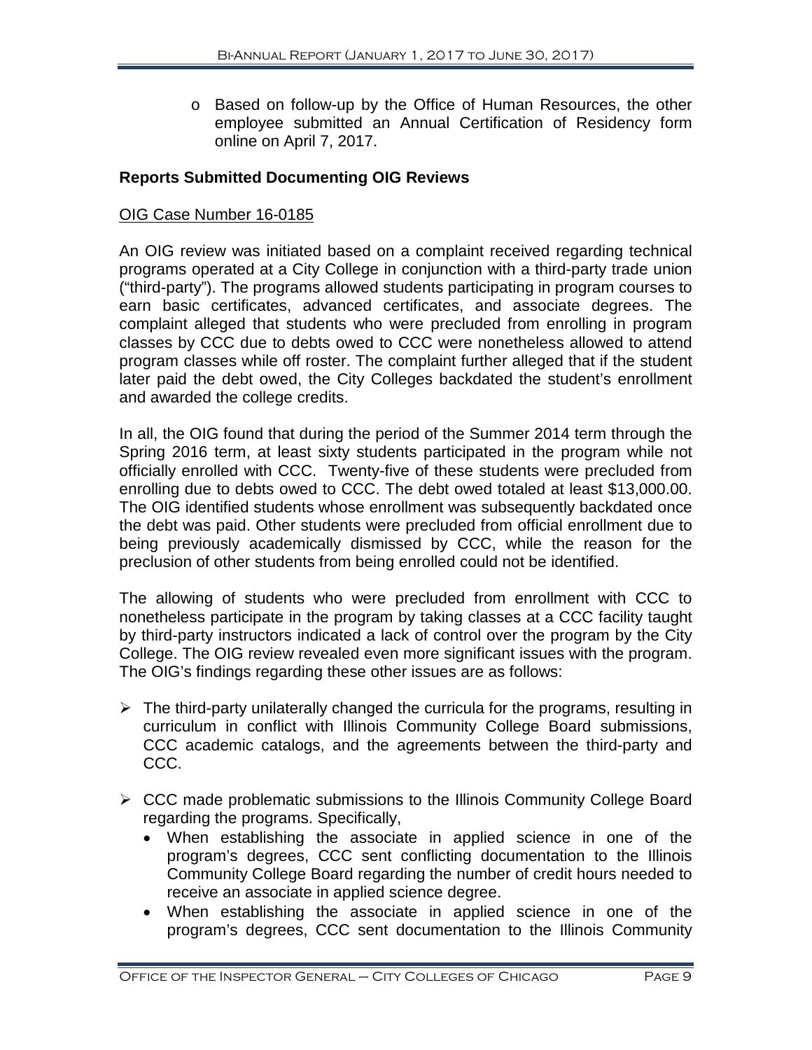- Based on follow-up by the Office of Human Resources, the other employee submitted an Annual Certification of Residency form online on April 7, 2017.

**Reports Submitted Documenting OIG Reviews**

OIG Case Number 16-0185

An OIG review was initiated based on a complaint received regarding technical programs operated at a City College in conjunction with a third-party trade union ("third-party"). The programs allowed students participating in program courses to earn basic certificates, advanced certificates, and associate degrees. The complaint alleged that students who were precluded from enrolling in program classes by CCC due to debts owed to CCC were nonetheless allowed to attend program classes while off roster. The complaint further alleged that if the student later paid the debt owed, the City Colleges backdated the student's enrollment and awarded the college credits.

In all, the OIG found that during the period of the Summer 2014 term through the Spring 2016 term, at least sixty students participated in the program while not officially enrolled with CCC. Twenty-five of these students were precluded from enrolling due to debts owed to CCC. The debt owed totaled at least $13,000.00. The OIG identified students whose enrollment was subsequently backdated once the debt was paid. Other students were precluded from official enrollment due to being previously academically dismissed by CCC, while the reason for the preclusion of other students from being enrolled could not be identified.

The allowing of students who were precluded from enrollment with CCC to nonetheless participate in the program by taking classes at a CCC facility taught by third-party instructors indicated a lack of control over the program by the City College. The OIG review revealed even more significant issues with the program. The OIG's findings regarding these other issues are as follows:

- The third-party unilaterally changed the curricula for the programs, resulting in curriculum in conflict with Illinois Community College Board submissions, CCC academic catalogs, and the agreements between the third-party and CCC.

- CCC made problematic submissions to the Illinois Community College Board regarding the programs. Specifically,
  - When establishing the associate in applied science in one of the program's degrees, CCC sent conflicting documentation to the Illinois Community College Board regarding the number of credit hours needed to receive an associate in applied science degree.
  - When establishing the associate in applied science in one of the program's degrees, CCC sent documentation to the Illinois Community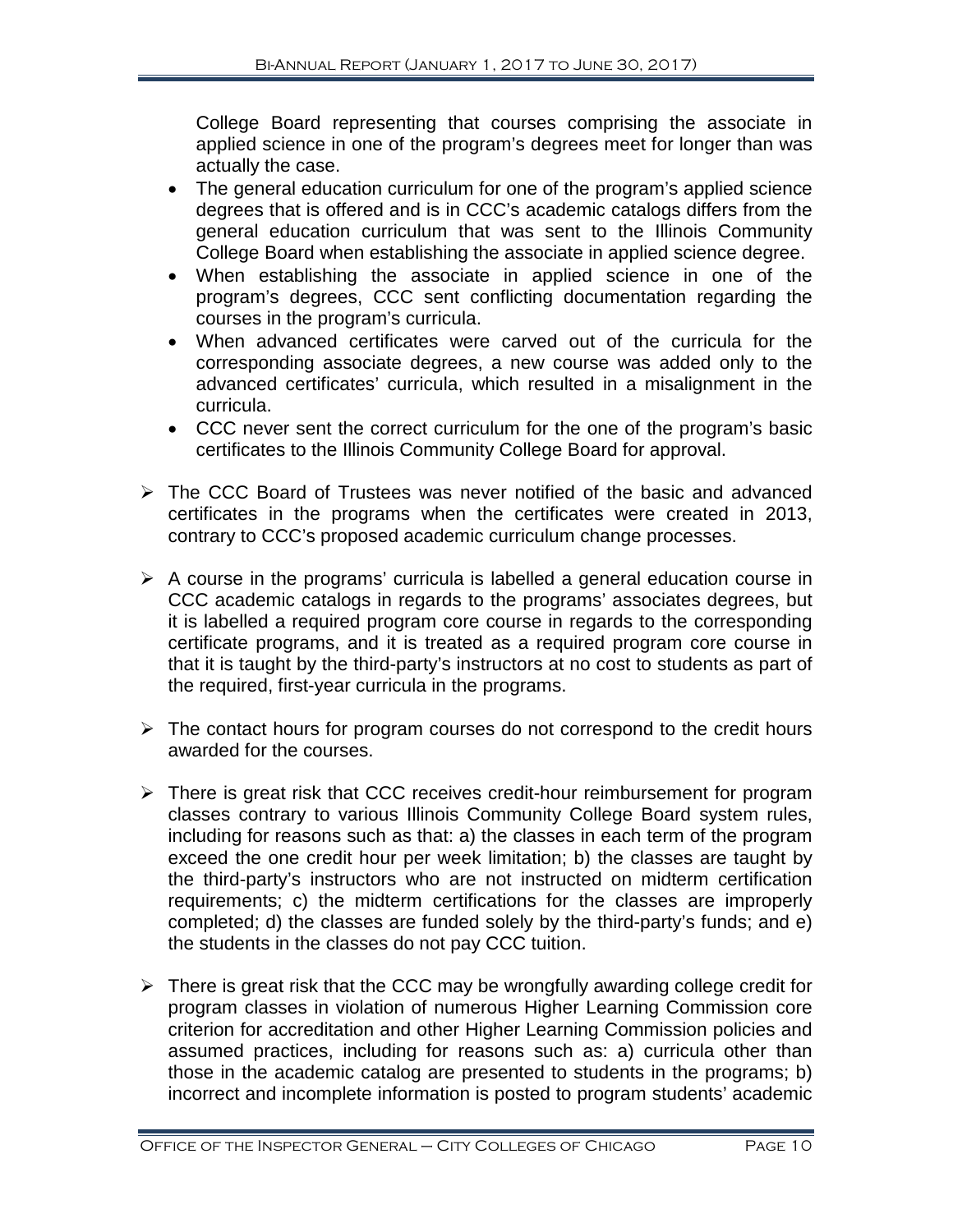College Board representing that courses comprising the associate in applied science in one of the program's degrees meet for longer than was actually the case.

- The general education curriculum for one of the program's applied science degrees that is offered and is in CCC's academic catalogs differs from the general education curriculum that was sent to the Illinois Community College Board when establishing the associate in applied science degree.
- When establishing the associate in applied science in one of the program's degrees, CCC sent conflicting documentation regarding the courses in the program's curricula.
- When advanced certificates were carved out of the curricula for the corresponding associate degrees, a new course was added only to the advanced certificates' curricula, which resulted in a misalignment in the curricula.
- CCC never sent the correct curriculum for the one of the program's basic certificates to the Illinois Community College Board for approval.

➢ The CCC Board of Trustees was never notified of the basic and advanced certificates in the programs when the certificates were created in 2013, contrary to CCC's proposed academic curriculum change processes.

➢ A course in the programs' curricula is labelled a general education course in CCC academic catalogs in regards to the programs' associates degrees, but it is labelled a required program core course in regards to the corresponding certificate programs, and it is treated as a required program core course in that it is taught by the third-party's instructors at no cost to students as part of the required, first-year curricula in the programs.

➢ The contact hours for program courses do not correspond to the credit hours awarded for the courses.

➢ There is great risk that CCC receives credit-hour reimbursement for program classes contrary to various Illinois Community College Board system rules, including for reasons such as that: a) the classes in each term of the program exceed the one credit hour per week limitation; b) the classes are taught by the third-party's instructors who are not instructed on midterm certification requirements; c) the midterm certifications for the classes are improperly completed; d) the classes are funded solely by the third-party's funds; and e) the students in the classes do not pay CCC tuition.

➢ There is great risk that the CCC may be wrongfully awarding college credit for program classes in violation of numerous Higher Learning Commission core criterion for accreditation and other Higher Learning Commission policies and assumed practices, including for reasons such as: a) curricula other than those in the academic catalog are presented to students in the programs; b) incorrect and incomplete information is posted to program students' academic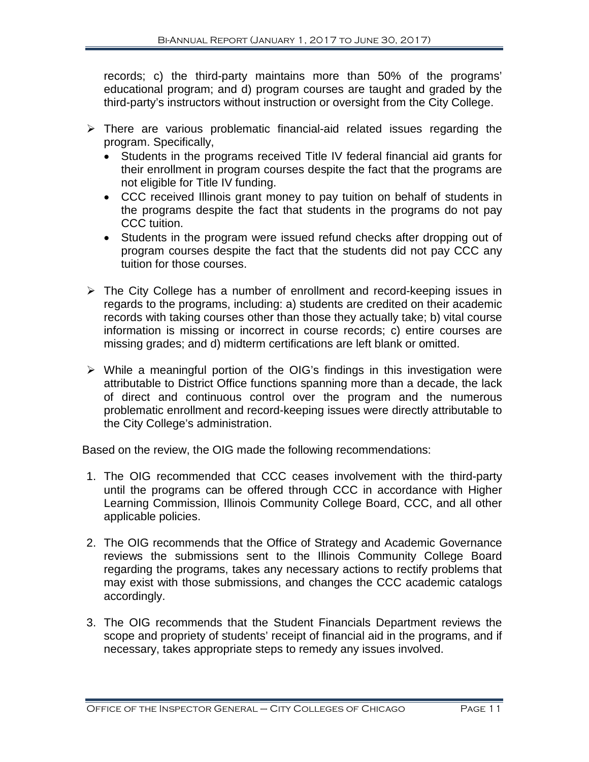records; c) the third-party maintains more than 50% of the programs' educational program; and d) program courses are taught and graded by the third-party's instructors without instruction or oversight from the City College.

- There are various problematic financial-aid related issues regarding the program. Specifically,
  - Students in the programs received Title IV federal financial aid grants for their enrollment in program courses despite the fact that the programs are not eligible for Title IV funding.
  - CCC received Illinois grant money to pay tuition on behalf of students in the programs despite the fact that students in the programs do not pay CCC tuition.
  - Students in the program were issued refund checks after dropping out of program courses despite the fact that the students did not pay CCC any tuition for those courses.

- The City College has a number of enrollment and record-keeping issues in regards to the programs, including: a) students are credited on their academic records with taking courses other than those they actually take; b) vital course information is missing or incorrect in course records; c) entire courses are missing grades; and d) midterm certifications are left blank or omitted.

- While a meaningful portion of the OIG's findings in this investigation were attributable to District Office functions spanning more than a decade, the lack of direct and continuous control over the program and the numerous problematic enrollment and record-keeping issues were directly attributable to the City College's administration.

Based on the review, the OIG made the following recommendations:

1. The OIG recommended that CCC ceases involvement with the third-party until the programs can be offered through CCC in accordance with Higher Learning Commission, Illinois Community College Board, CCC, and all other applicable policies.

2. The OIG recommends that the Office of Strategy and Academic Governance reviews the submissions sent to the Illinois Community College Board regarding the programs, takes any necessary actions to rectify problems that may exist with those submissions, and changes the CCC academic catalogs accordingly.

3. The OIG recommends that the Student Financials Department reviews the scope and propriety of students' receipt of financial aid in the programs, and if necessary, takes appropriate steps to remedy any issues involved.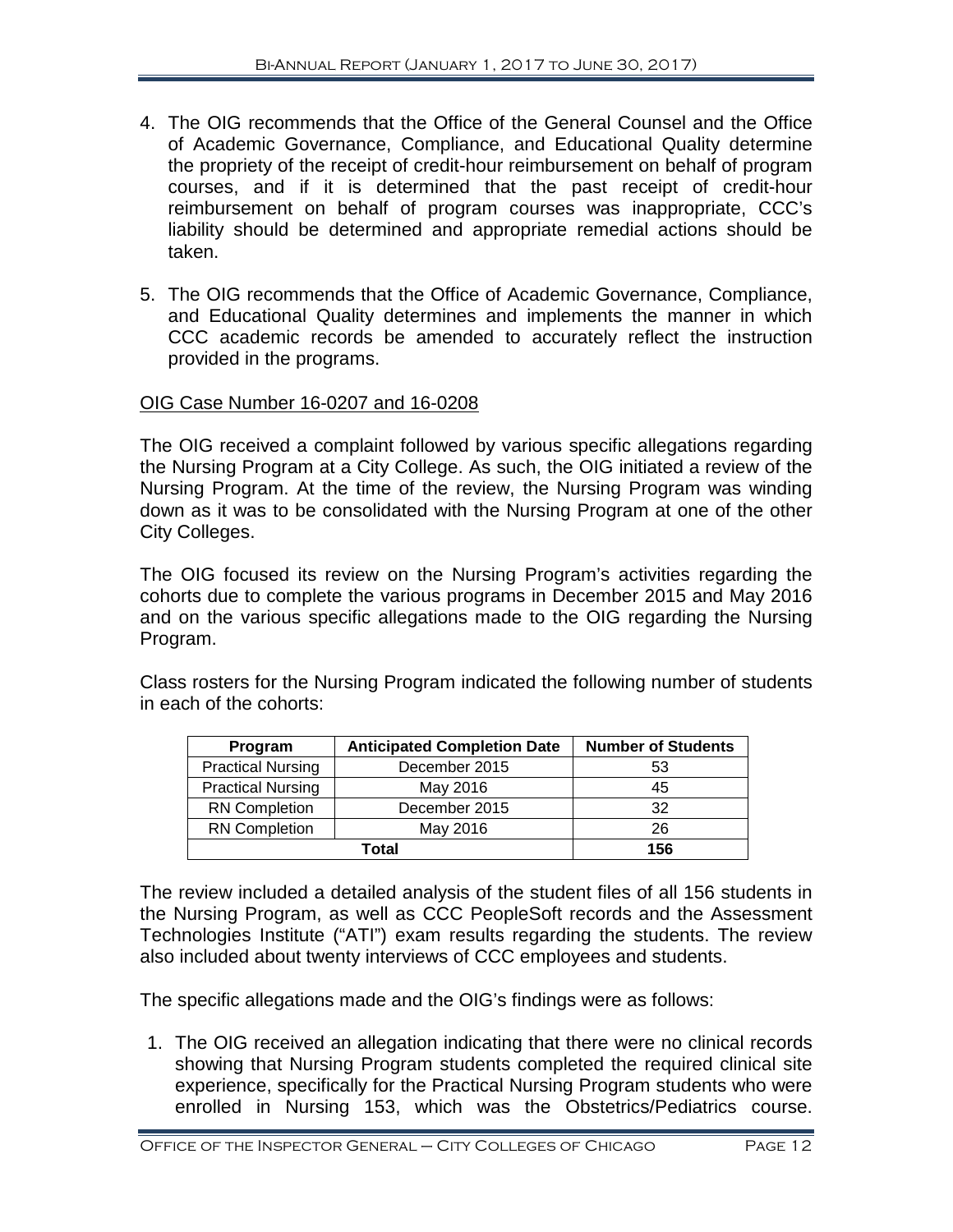4. The OIG recommends that the Office of the General Counsel and the Office of Academic Governance, Compliance, and Educational Quality determine the propriety of the receipt of credit-hour reimbursement on behalf of program courses, and if it is determined that the past receipt of credit-hour reimbursement on behalf of program courses was inappropriate, CCC's liability should be determined and appropriate remedial actions should be taken.

5. The OIG recommends that the Office of Academic Governance, Compliance, and Educational Quality determines and implements the manner in which CCC academic records be amended to accurately reflect the instruction provided in the programs.

OIG Case Number 16-0207 and 16-0208

The OIG received a complaint followed by various specific allegations regarding the Nursing Program at a City College. As such, the OIG initiated a review of the Nursing Program. At the time of the review, the Nursing Program was winding down as it was to be consolidated with the Nursing Program at one of the other City Colleges.

The OIG focused its review on the Nursing Program's activities regarding the cohorts due to complete the various programs in December 2015 and May 2016 and on the various specific allegations made to the OIG regarding the Nursing Program.

Class rosters for the Nursing Program indicated the following number of students in each of the cohorts:

| Program | Anticipated Completion Date | Number of Students |
|---|---|---|
| Practical Nursing | December 2015 | 53 |
| Practical Nursing | May 2016 | 45 |
| RN Completion | December 2015 | 32 |
| RN Completion | May 2016 | 26 |
| **Total** | | **156** |

The review included a detailed analysis of the student files of all 156 students in the Nursing Program, as well as CCC PeopleSoft records and the Assessment Technologies Institute ("ATI") exam results regarding the students. The review also included about twenty interviews of CCC employees and students.

The specific allegations made and the OIG's findings were as follows:

1. The OIG received an allegation indicating that there were no clinical records showing that Nursing Program students completed the required clinical site experience, specifically for the Practical Nursing Program students who were enrolled in Nursing 153, which was the Obstetrics/Pediatrics course.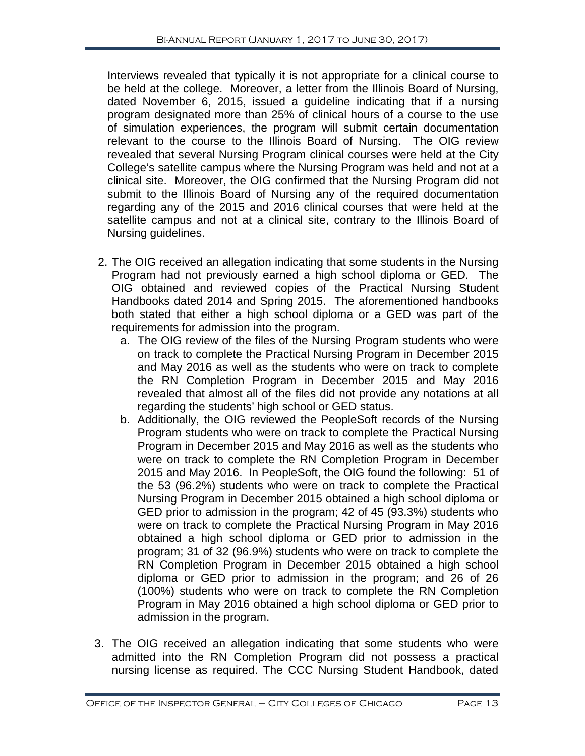Interviews revealed that typically it is not appropriate for a clinical course to be held at the college. Moreover, a letter from the Illinois Board of Nursing, dated November 6, 2015, issued a guideline indicating that if a nursing program designated more than 25% of clinical hours of a course to the use of simulation experiences, the program will submit certain documentation relevant to the course to the Illinois Board of Nursing. The OIG review revealed that several Nursing Program clinical courses were held at the City College's satellite campus where the Nursing Program was held and not at a clinical site. Moreover, the OIG confirmed that the Nursing Program did not submit to the Illinois Board of Nursing any of the required documentation regarding any of the 2015 and 2016 clinical courses that were held at the satellite campus and not at a clinical site, contrary to the Illinois Board of Nursing guidelines.

2. The OIG received an allegation indicating that some students in the Nursing Program had not previously earned a high school diploma or GED. The OIG obtained and reviewed copies of the Practical Nursing Student Handbooks dated 2014 and Spring 2015. The aforementioned handbooks both stated that either a high school diploma or a GED was part of the requirements for admission into the program.
   a. The OIG review of the files of the Nursing Program students who were on track to complete the Practical Nursing Program in December 2015 and May 2016 as well as the students who were on track to complete the RN Completion Program in December 2015 and May 2016 revealed that almost all of the files did not provide any notations at all regarding the students' high school or GED status.
   b. Additionally, the OIG reviewed the PeopleSoft records of the Nursing Program students who were on track to complete the Practical Nursing Program in December 2015 and May 2016 as well as the students who were on track to complete the RN Completion Program in December 2015 and May 2016. In PeopleSoft, the OIG found the following: 51 of the 53 (96.2%) students who were on track to complete the Practical Nursing Program in December 2015 obtained a high school diploma or GED prior to admission in the program; 42 of 45 (93.3%) students who were on track to complete the Practical Nursing Program in May 2016 obtained a high school diploma or GED prior to admission in the program; 31 of 32 (96.9%) students who were on track to complete the RN Completion Program in December 2015 obtained a high school diploma or GED prior to admission in the program; and 26 of 26 (100%) students who were on track to complete the RN Completion Program in May 2016 obtained a high school diploma or GED prior to admission in the program.

3. The OIG received an allegation indicating that some students who were admitted into the RN Completion Program did not possess a practical nursing license as required. The CCC Nursing Student Handbook, dated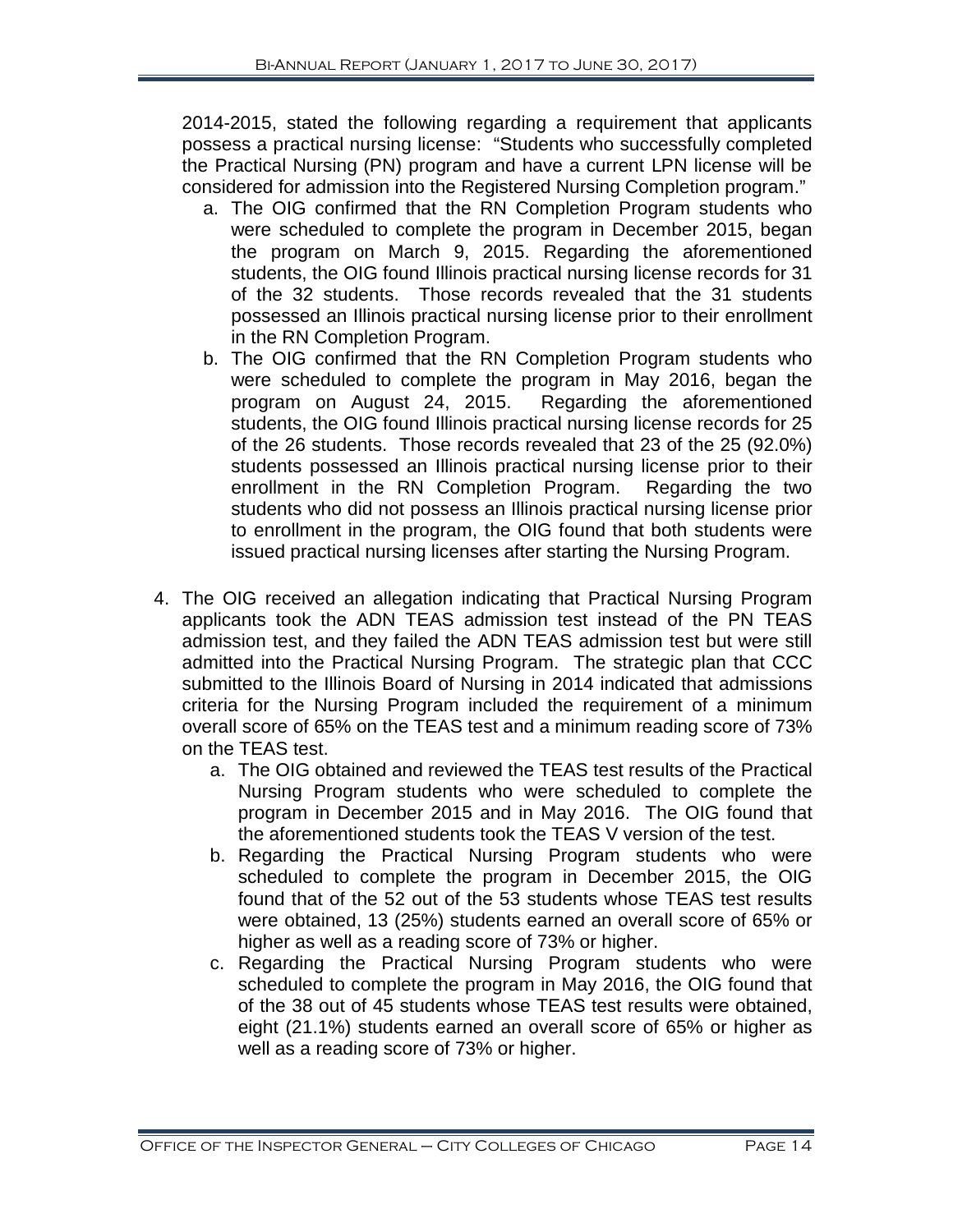2014-2015, stated the following regarding a requirement that applicants possess a practical nursing license: "Students who successfully completed the Practical Nursing (PN) program and have a current LPN license will be considered for admission into the Registered Nursing Completion program."

   a. The OIG confirmed that the RN Completion Program students who were scheduled to complete the program in December 2015, began the program on March 9, 2015. Regarding the aforementioned students, the OIG found Illinois practical nursing license records for 31 of the 32 students. Those records revealed that the 31 students possessed an Illinois practical nursing license prior to their enrollment in the RN Completion Program.
   b. The OIG confirmed that the RN Completion Program students who were scheduled to complete the program in May 2016, began the program on August 24, 2015. Regarding the aforementioned students, the OIG found Illinois practical nursing license records for 25 of the 26 students. Those records revealed that 23 of the 25 (92.0%) students possessed an Illinois practical nursing license prior to their enrollment in the RN Completion Program. Regarding the two students who did not possess an Illinois practical nursing license prior to enrollment in the program, the OIG found that both students were issued practical nursing licenses after starting the Nursing Program.

4. The OIG received an allegation indicating that Practical Nursing Program applicants took the ADN TEAS admission test instead of the PN TEAS admission test, and they failed the ADN TEAS admission test but were still admitted into the Practical Nursing Program. The strategic plan that CCC submitted to the Illinois Board of Nursing in 2014 indicated that admissions criteria for the Nursing Program included the requirement of a minimum overall score of 65% on the TEAS test and a minimum reading score of 73% on the TEAS test.
   a. The OIG obtained and reviewed the TEAS test results of the Practical Nursing Program students who were scheduled to complete the program in December 2015 and in May 2016. The OIG found that the aforementioned students took the TEAS V version of the test.
   b. Regarding the Practical Nursing Program students who were scheduled to complete the program in December 2015, the OIG found that of the 52 out of the 53 students whose TEAS test results were obtained, 13 (25%) students earned an overall score of 65% or higher as well as a reading score of 73% or higher.
   c. Regarding the Practical Nursing Program students who were scheduled to complete the program in May 2016, the OIG found that of the 38 out of 45 students whose TEAS test results were obtained, eight (21.1%) students earned an overall score of 65% or higher as well as a reading score of 73% or higher.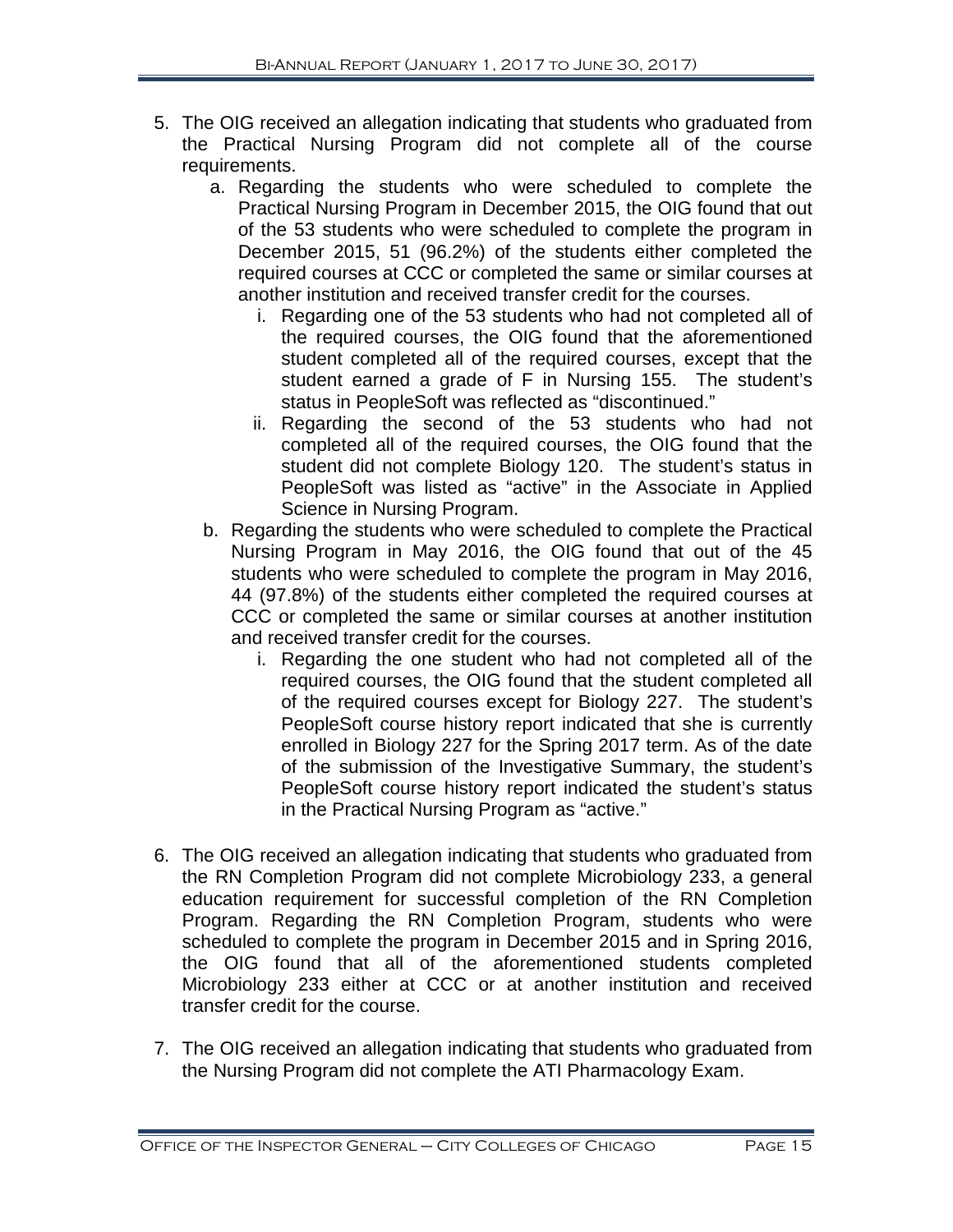5. The OIG received an allegation indicating that students who graduated from the Practical Nursing Program did not complete all of the course requirements.
    a. Regarding the students who were scheduled to complete the Practical Nursing Program in December 2015, the OIG found that out of the 53 students who were scheduled to complete the program in December 2015, 51 (96.2%) of the students either completed the required courses at CCC or completed the same or similar courses at another institution and received transfer credit for the courses.
        i. Regarding one of the 53 students who had not completed all of the required courses, the OIG found that the aforementioned student completed all of the required courses, except that the student earned a grade of F in Nursing 155. The student's status in PeopleSoft was reflected as "discontinued."
        ii. Regarding the second of the 53 students who had not completed all of the required courses, the OIG found that the student did not complete Biology 120. The student's status in PeopleSoft was listed as "active" in the Associate in Applied Science in Nursing Program.
    b. Regarding the students who were scheduled to complete the Practical Nursing Program in May 2016, the OIG found that out of the 45 students who were scheduled to complete the program in May 2016, 44 (97.8%) of the students either completed the required courses at CCC or completed the same or similar courses at another institution and received transfer credit for the courses.
        i. Regarding the one student who had not completed all of the required courses, the OIG found that the student completed all of the required courses except for Biology 227. The student's PeopleSoft course history report indicated that she is currently enrolled in Biology 227 for the Spring 2017 term. As of the date of the submission of the Investigative Summary, the student's PeopleSoft course history report indicated the student's status in the Practical Nursing Program as "active."

6. The OIG received an allegation indicating that students who graduated from the RN Completion Program did not complete Microbiology 233, a general education requirement for successful completion of the RN Completion Program. Regarding the RN Completion Program, students who were scheduled to complete the program in December 2015 and in Spring 2016, the OIG found that all of the aforementioned students completed Microbiology 233 either at CCC or at another institution and received transfer credit for the course.

7. The OIG received an allegation indicating that students who graduated from the Nursing Program did not complete the ATI Pharmacology Exam.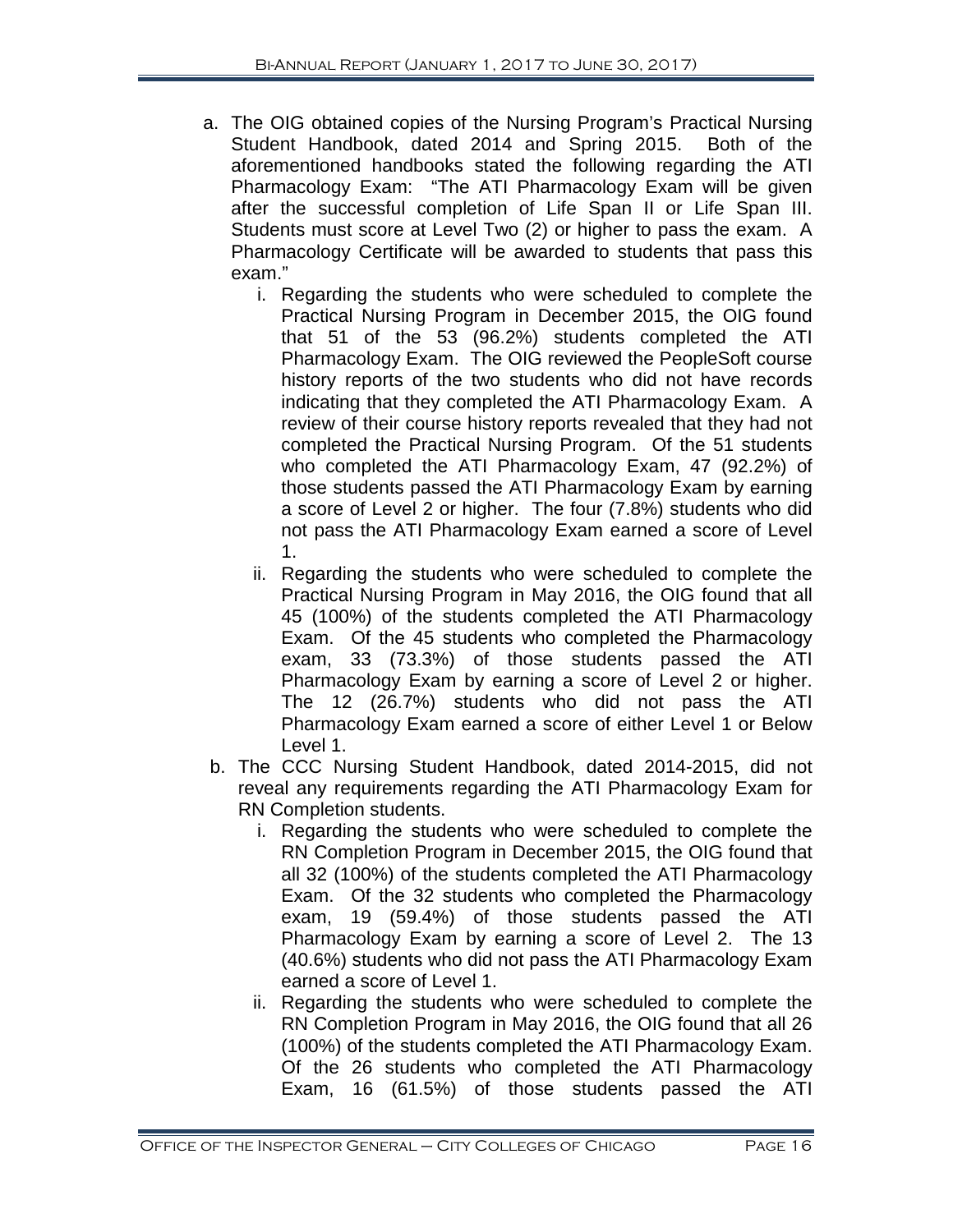a. The OIG obtained copies of the Nursing Program's Practical Nursing Student Handbook, dated 2014 and Spring 2015. Both of the aforementioned handbooks stated the following regarding the ATI Pharmacology Exam: "The ATI Pharmacology Exam will be given after the successful completion of Life Span II or Life Span III. Students must score at Level Two (2) or higher to pass the exam. A Pharmacology Certificate will be awarded to students that pass this exam."

   i. Regarding the students who were scheduled to complete the Practical Nursing Program in December 2015, the OIG found that 51 of the 53 (96.2%) students completed the ATI Pharmacology Exam. The OIG reviewed the PeopleSoft course history reports of the two students who did not have records indicating that they completed the ATI Pharmacology Exam. A review of their course history reports revealed that they had not completed the Practical Nursing Program. Of the 51 students who completed the ATI Pharmacology Exam, 47 (92.2%) of those students passed the ATI Pharmacology Exam by earning a score of Level 2 or higher. The four (7.8%) students who did not pass the ATI Pharmacology Exam earned a score of Level 1.

   ii. Regarding the students who were scheduled to complete the Practical Nursing Program in May 2016, the OIG found that all 45 (100%) of the students completed the ATI Pharmacology Exam. Of the 45 students who completed the Pharmacology exam, 33 (73.3%) of those students passed the ATI Pharmacology Exam by earning a score of Level 2 or higher. The 12 (26.7%) students who did not pass the ATI Pharmacology Exam earned a score of either Level 1 or Below Level 1.

b. The CCC Nursing Student Handbook, dated 2014-2015, did not reveal any requirements regarding the ATI Pharmacology Exam for RN Completion students.

   i. Regarding the students who were scheduled to complete the RN Completion Program in December 2015, the OIG found that all 32 (100%) of the students completed the ATI Pharmacology Exam. Of the 32 students who completed the Pharmacology exam, 19 (59.4%) of those students passed the ATI Pharmacology Exam by earning a score of Level 2. The 13 (40.6%) students who did not pass the ATI Pharmacology Exam earned a score of Level 1.

   ii. Regarding the students who were scheduled to complete the RN Completion Program in May 2016, the OIG found that all 26 (100%) of the students completed the ATI Pharmacology Exam. Of the 26 students who completed the ATI Pharmacology Exam, 16 (61.5%) of those students passed the ATI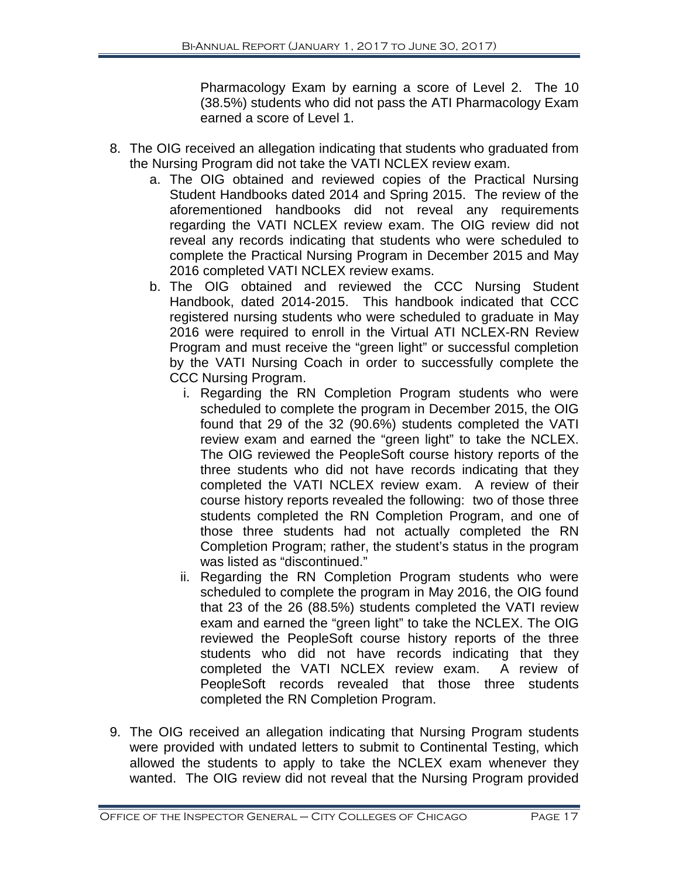Pharmacology Exam by earning a score of Level 2. The 10 (38.5%) students who did not pass the ATI Pharmacology Exam earned a score of Level 1.

8. The OIG received an allegation indicating that students who graduated from the Nursing Program did not take the VATI NCLEX review exam.
   a. The OIG obtained and reviewed copies of the Practical Nursing Student Handbooks dated 2014 and Spring 2015. The review of the aforementioned handbooks did not reveal any requirements regarding the VATI NCLEX review exam. The OIG review did not reveal any records indicating that students who were scheduled to complete the Practical Nursing Program in December 2015 and May 2016 completed VATI NCLEX review exams.
   b. The OIG obtained and reviewed the CCC Nursing Student Handbook, dated 2014-2015. This handbook indicated that CCC registered nursing students who were scheduled to graduate in May 2016 were required to enroll in the Virtual ATI NCLEX-RN Review Program and must receive the "green light" or successful completion by the VATI Nursing Coach in order to successfully complete the CCC Nursing Program.
      i. Regarding the RN Completion Program students who were scheduled to complete the program in December 2015, the OIG found that 29 of the 32 (90.6%) students completed the VATI review exam and earned the "green light" to take the NCLEX. The OIG reviewed the PeopleSoft course history reports of the three students who did not have records indicating that they completed the VATI NCLEX review exam. A review of their course history reports revealed the following: two of those three students completed the RN Completion Program, and one of those three students had not actually completed the RN Completion Program; rather, the student's status in the program was listed as "discontinued."
      ii. Regarding the RN Completion Program students who were scheduled to complete the program in May 2016, the OIG found that 23 of the 26 (88.5%) students completed the VATI review exam and earned the "green light" to take the NCLEX. The OIG reviewed the PeopleSoft course history reports of the three students who did not have records indicating that they completed the VATI NCLEX review exam. A review of PeopleSoft records revealed that those three students completed the RN Completion Program.

9. The OIG received an allegation indicating that Nursing Program students were provided with undated letters to submit to Continental Testing, which allowed the students to apply to take the NCLEX exam whenever they wanted. The OIG review did not reveal that the Nursing Program provided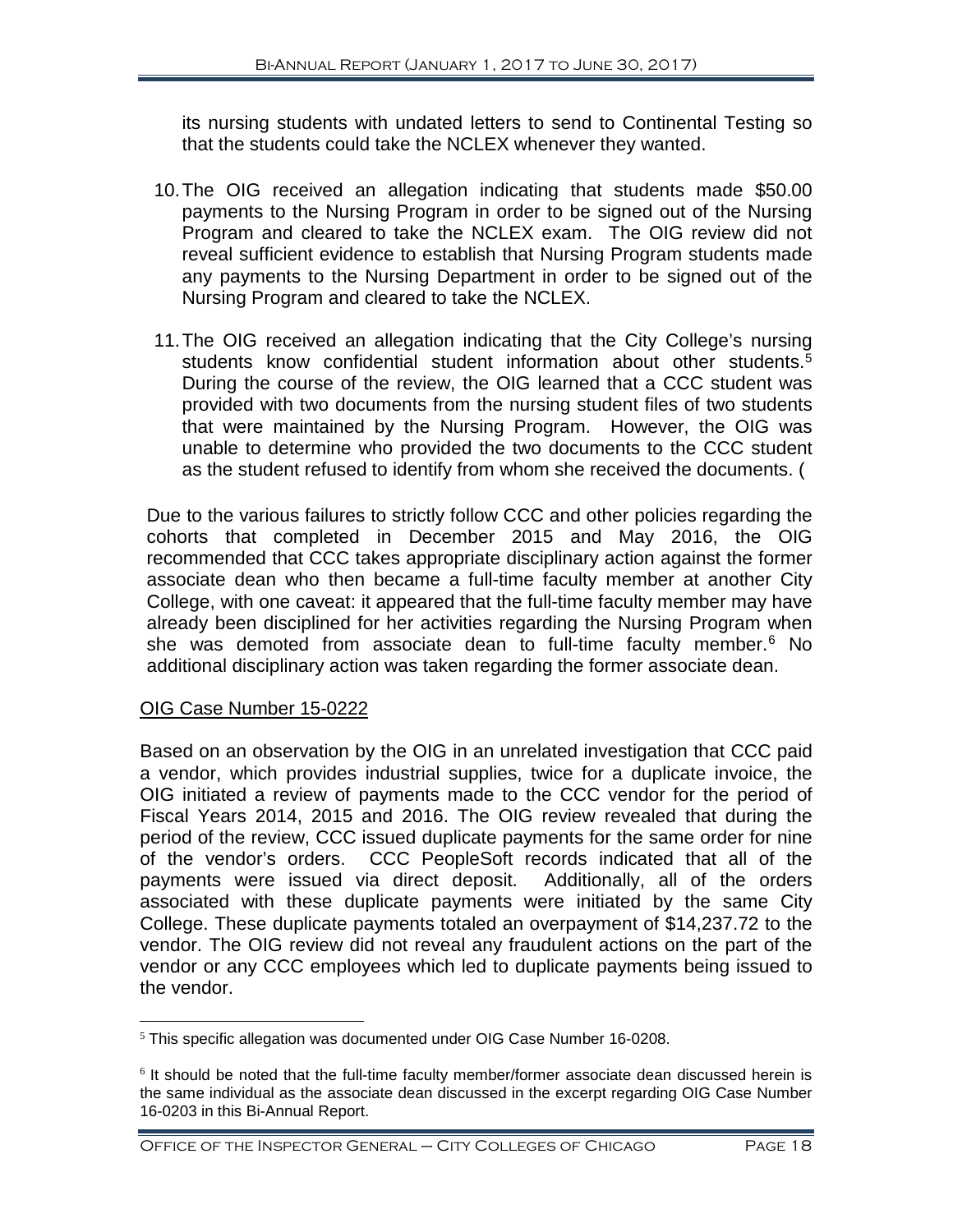its nursing students with undated letters to send to Continental Testing so that the students could take the NCLEX whenever they wanted.

10. The OIG received an allegation indicating that students made $50.00 payments to the Nursing Program in order to be signed out of the Nursing Program and cleared to take the NCLEX exam. The OIG review did not reveal sufficient evidence to establish that Nursing Program students made any payments to the Nursing Department in order to be signed out of the Nursing Program and cleared to take the NCLEX.

11. The OIG received an allegation indicating that the City College's nursing students know confidential student information about other students.[5] During the course of the review, the OIG learned that a CCC student was provided with two documents from the nursing student files of two students that were maintained by the Nursing Program. However, the OIG was unable to determine who provided the two documents to the CCC student as the student refused to identify from whom she received the documents. (

Due to the various failures to strictly follow CCC and other policies regarding the cohorts that completed in December 2015 and May 2016, the OIG recommended that CCC takes appropriate disciplinary action against the former associate dean who then became a full-time faculty member at another City College, with one caveat: it appeared that the full-time faculty member may have already been disciplined for her activities regarding the Nursing Program when she was demoted from associate dean to full-time faculty member.[6] No additional disciplinary action was taken regarding the former associate dean.

<u>OIG Case Number 15-0222</u>

Based on an observation by the OIG in an unrelated investigation that CCC paid a vendor, which provides industrial supplies, twice for a duplicate invoice, the OIG initiated a review of payments made to the CCC vendor for the period of Fiscal Years 2014, 2015 and 2016. The OIG review revealed that during the period of the review, CCC issued duplicate payments for the same order for nine of the vendor's orders. CCC PeopleSoft records indicated that all of the payments were issued via direct deposit. Additionally, all of the orders associated with these duplicate payments were initiated by the same City College. These duplicate payments totaled an overpayment of $14,237.72 to the vendor. The OIG review did not reveal any fraudulent actions on the part of the vendor or any CCC employees which led to duplicate payments being issued to the vendor.

---

[5] This specific allegation was documented under OIG Case Number 16-0208.

[6] It should be noted that the full-time faculty member/former associate dean discussed herein is the same individual as the associate dean discussed in the excerpt regarding OIG Case Number 16-0203 in this Bi-Annual Report.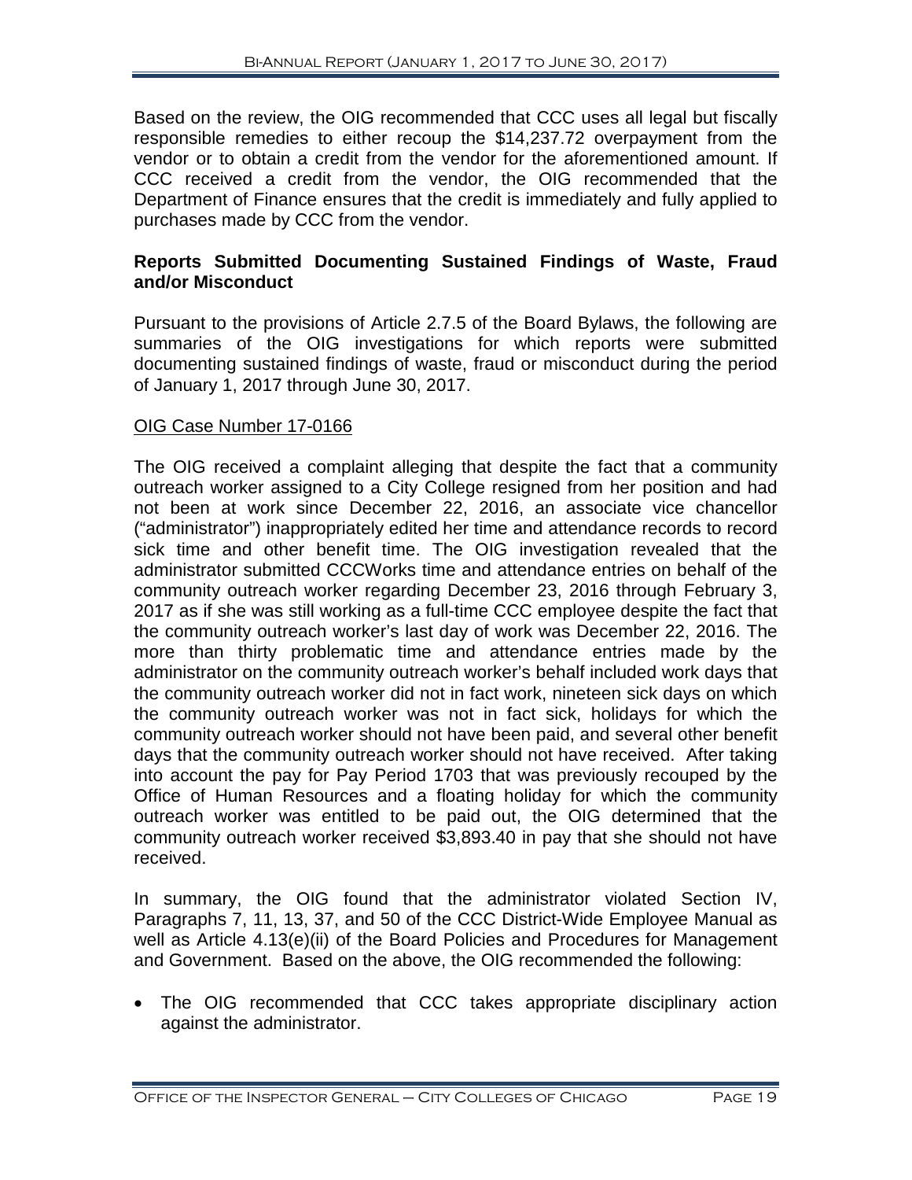Based on the review, the OIG recommended that CCC uses all legal but fiscally responsible remedies to either recoup the $14,237.72 overpayment from the vendor or to obtain a credit from the vendor for the aforementioned amount. If CCC received a credit from the vendor, the OIG recommended that the Department of Finance ensures that the credit is immediately and fully applied to purchases made by CCC from the vendor.

### Reports Submitted Documenting Sustained Findings of Waste, Fraud and/or Misconduct

Pursuant to the provisions of Article 2.7.5 of the Board Bylaws, the following are summaries of the OIG investigations for which reports were submitted documenting sustained findings of waste, fraud or misconduct during the period of January 1, 2017 through June 30, 2017.

#### OIG Case Number 17-0166

The OIG received a complaint alleging that despite the fact that a community outreach worker assigned to a City College resigned from her position and had not been at work since December 22, 2016, an associate vice chancellor ("administrator") inappropriately edited her time and attendance records to record sick time and other benefit time. The OIG investigation revealed that the administrator submitted CCCWorks time and attendance entries on behalf of the community outreach worker regarding December 23, 2016 through February 3, 2017 as if she was still working as a full-time CCC employee despite the fact that the community outreach worker's last day of work was December 22, 2016. The more than thirty problematic time and attendance entries made by the administrator on the community outreach worker's behalf included work days that the community outreach worker did not in fact work, nineteen sick days on which the community outreach worker was not in fact sick, holidays for which the community outreach worker should not have been paid, and several other benefit days that the community outreach worker should not have received. After taking into account the pay for Pay Period 1703 that was previously recouped by the Office of Human Resources and a floating holiday for which the community outreach worker was entitled to be paid out, the OIG determined that the community outreach worker received $3,893.40 in pay that she should not have received.

In summary, the OIG found that the administrator violated Section IV, Paragraphs 7, 11, 13, 37, and 50 of the CCC District-Wide Employee Manual as well as Article 4.13(e)(ii) of the Board Policies and Procedures for Management and Government. Based on the above, the OIG recommended the following:

- The OIG recommended that CCC takes appropriate disciplinary action against the administrator.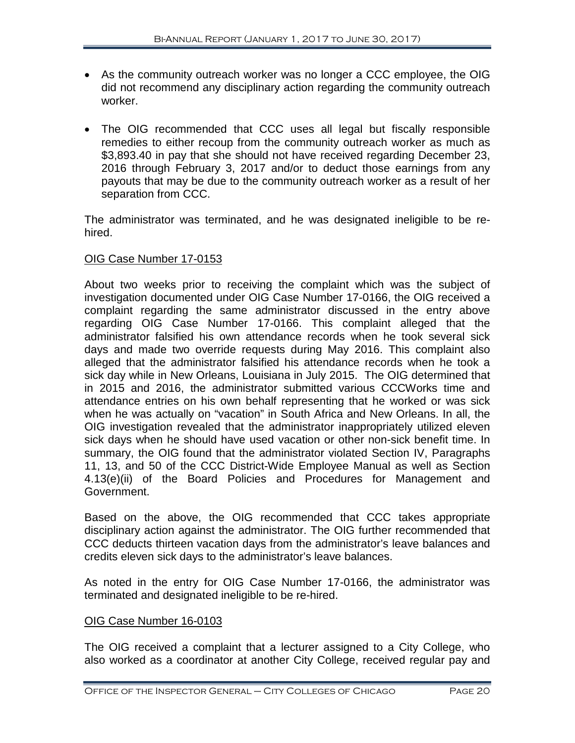- As the community outreach worker was no longer a CCC employee, the OIG did not recommend any disciplinary action regarding the community outreach worker.
- The OIG recommended that CCC uses all legal but fiscally responsible remedies to either recoup from the community outreach worker as much as $3,893.40 in pay that she should not have received regarding December 23, 2016 through February 3, 2017 and/or to deduct those earnings from any payouts that may be due to the community outreach worker as a result of her separation from CCC.

The administrator was terminated, and he was designated ineligible to be re-hired.

OIG Case Number 17-0153

About two weeks prior to receiving the complaint which was the subject of investigation documented under OIG Case Number 17-0166, the OIG received a complaint regarding the same administrator discussed in the entry above regarding OIG Case Number 17-0166. This complaint alleged that the administrator falsified his own attendance records when he took several sick days and made two override requests during May 2016. This complaint also alleged that the administrator falsified his attendance records when he took a sick day while in New Orleans, Louisiana in July 2015. The OIG determined that in 2015 and 2016, the administrator submitted various CCCWorks time and attendance entries on his own behalf representing that he worked or was sick when he was actually on "vacation" in South Africa and New Orleans. In all, the OIG investigation revealed that the administrator inappropriately utilized eleven sick days when he should have used vacation or other non-sick benefit time. In summary, the OIG found that the administrator violated Section IV, Paragraphs 11, 13, and 50 of the CCC District-Wide Employee Manual as well as Section 4.13(e)(ii) of the Board Policies and Procedures for Management and Government.

Based on the above, the OIG recommended that CCC takes appropriate disciplinary action against the administrator. The OIG further recommended that CCC deducts thirteen vacation days from the administrator's leave balances and credits eleven sick days to the administrator's leave balances.

As noted in the entry for OIG Case Number 17-0166, the administrator was terminated and designated ineligible to be re-hired.

OIG Case Number 16-0103

The OIG received a complaint that a lecturer assigned to a City College, who also worked as a coordinator at another City College, received regular pay and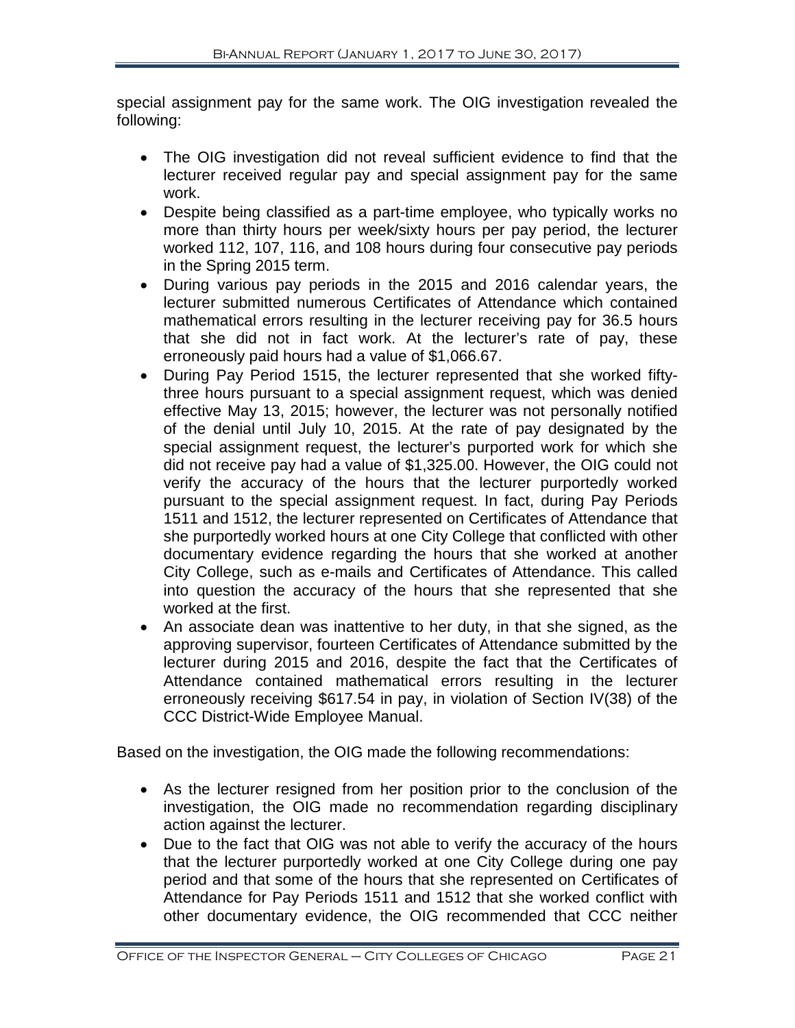special assignment pay for the same work. The OIG investigation revealed the following:

- The OIG investigation did not reveal sufficient evidence to find that the lecturer received regular pay and special assignment pay for the same work.
- Despite being classified as a part-time employee, who typically works no more than thirty hours per week/sixty hours per pay period, the lecturer worked 112, 107, 116, and 108 hours during four consecutive pay periods in the Spring 2015 term.
- During various pay periods in the 2015 and 2016 calendar years, the lecturer submitted numerous Certificates of Attendance which contained mathematical errors resulting in the lecturer receiving pay for 36.5 hours that she did not in fact work. At the lecturer's rate of pay, these erroneously paid hours had a value of $1,066.67.
- During Pay Period 1515, the lecturer represented that she worked fifty-three hours pursuant to a special assignment request, which was denied effective May 13, 2015; however, the lecturer was not personally notified of the denial until July 10, 2015. At the rate of pay designated by the special assignment request, the lecturer's purported work for which she did not receive pay had a value of $1,325.00. However, the OIG could not verify the accuracy of the hours that the lecturer purportedly worked pursuant to the special assignment request. In fact, during Pay Periods 1511 and 1512, the lecturer represented on Certificates of Attendance that she purportedly worked hours at one City College that conflicted with other documentary evidence regarding the hours that she worked at another City College, such as e-mails and Certificates of Attendance. This called into question the accuracy of the hours that she represented that she worked at the first.
- An associate dean was inattentive to her duty, in that she signed, as the approving supervisor, fourteen Certificates of Attendance submitted by the lecturer during 2015 and 2016, despite the fact that the Certificates of Attendance contained mathematical errors resulting in the lecturer erroneously receiving $617.54 in pay, in violation of Section IV(38) of the CCC District-Wide Employee Manual.

Based on the investigation, the OIG made the following recommendations:

- As the lecturer resigned from her position prior to the conclusion of the investigation, the OIG made no recommendation regarding disciplinary action against the lecturer.
- Due to the fact that OIG was not able to verify the accuracy of the hours that the lecturer purportedly worked at one City College during one pay period and that some of the hours that she represented on Certificates of Attendance for Pay Periods 1511 and 1512 that she worked conflict with other documentary evidence, the OIG recommended that CCC neither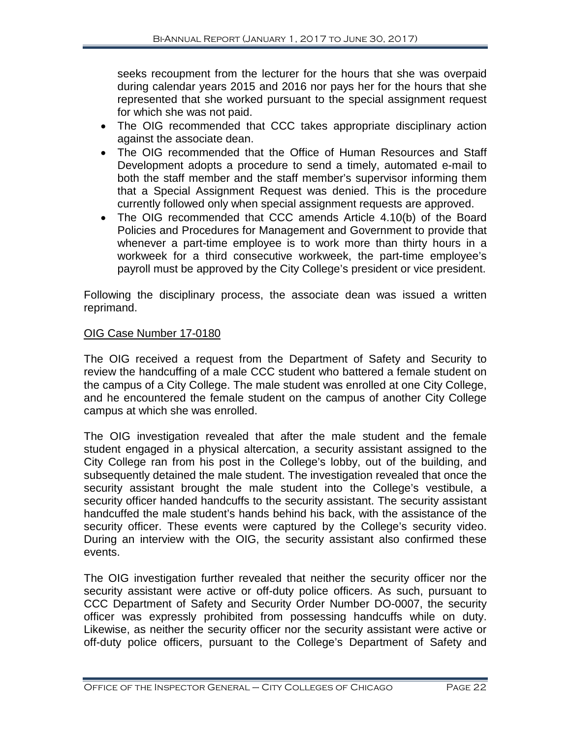seeks recoupment from the lecturer for the hours that she was overpaid during calendar years 2015 and 2016 nor pays her for the hours that she represented that she worked pursuant to the special assignment request for which she was not paid.

- The OIG recommended that CCC takes appropriate disciplinary action against the associate dean.
- The OIG recommended that the Office of Human Resources and Staff Development adopts a procedure to send a timely, automated e-mail to both the staff member and the staff member's supervisor informing them that a Special Assignment Request was denied. This is the procedure currently followed only when special assignment requests are approved.
- The OIG recommended that CCC amends Article 4.10(b) of the Board Policies and Procedures for Management and Government to provide that whenever a part-time employee is to work more than thirty hours in a workweek for a third consecutive workweek, the part-time employee's payroll must be approved by the City College's president or vice president.

Following the disciplinary process, the associate dean was issued a written reprimand.

OIG Case Number 17-0180

The OIG received a request from the Department of Safety and Security to review the handcuffing of a male CCC student who battered a female student on the campus of a City College. The male student was enrolled at one City College, and he encountered the female student on the campus of another City College campus at which she was enrolled.

The OIG investigation revealed that after the male student and the female student engaged in a physical altercation, a security assistant assigned to the City College ran from his post in the College's lobby, out of the building, and subsequently detained the male student. The investigation revealed that once the security assistant brought the male student into the College's vestibule, a security officer handed handcuffs to the security assistant. The security assistant handcuffed the male student's hands behind his back, with the assistance of the security officer. These events were captured by the College's security video. During an interview with the OIG, the security assistant also confirmed these events.

The OIG investigation further revealed that neither the security officer nor the security assistant were active or off-duty police officers. As such, pursuant to CCC Department of Safety and Security Order Number DO-0007, the security officer was expressly prohibited from possessing handcuffs while on duty. Likewise, as neither the security officer nor the security assistant were active or off-duty police officers, pursuant to the College's Department of Safety and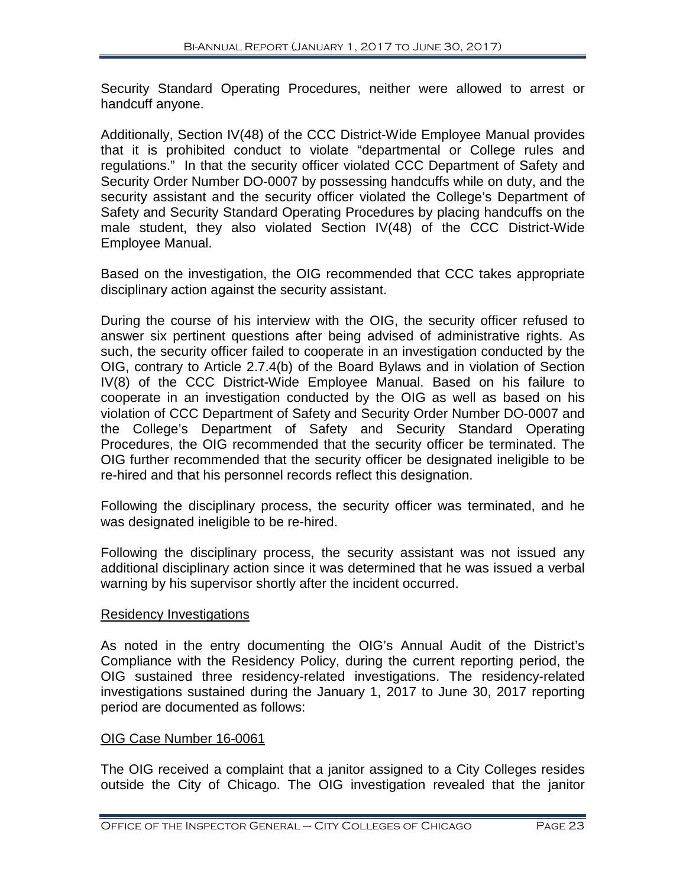Security Standard Operating Procedures, neither were allowed to arrest or handcuff anyone.

Additionally, Section IV(48) of the CCC District-Wide Employee Manual provides that it is prohibited conduct to violate "departmental or College rules and regulations." In that the security officer violated CCC Department of Safety and Security Order Number DO-0007 by possessing handcuffs while on duty, and the security assistant and the security officer violated the College's Department of Safety and Security Standard Operating Procedures by placing handcuffs on the male student, they also violated Section IV(48) of the CCC District-Wide Employee Manual.

Based on the investigation, the OIG recommended that CCC takes appropriate disciplinary action against the security assistant.

During the course of his interview with the OIG, the security officer refused to answer six pertinent questions after being advised of administrative rights. As such, the security officer failed to cooperate in an investigation conducted by the OIG, contrary to Article 2.7.4(b) of the Board Bylaws and in violation of Section IV(8) of the CCC District-Wide Employee Manual. Based on his failure to cooperate in an investigation conducted by the OIG as well as based on his violation of CCC Department of Safety and Security Order Number DO-0007 and the College's Department of Safety and Security Standard Operating Procedures, the OIG recommended that the security officer be terminated. The OIG further recommended that the security officer be designated ineligible to be re-hired and that his personnel records reflect this designation.

Following the disciplinary process, the security officer was terminated, and he was designated ineligible to be re-hired.

Following the disciplinary process, the security assistant was not issued any additional disciplinary action since it was determined that he was issued a verbal warning by his supervisor shortly after the incident occurred.

## Residency Investigations

As noted in the entry documenting the OIG's Annual Audit of the District's Compliance with the Residency Policy, during the current reporting period, the OIG sustained three residency-related investigations. The residency-related investigations sustained during the January 1, 2017 to June 30, 2017 reporting period are documented as follows:

### OIG Case Number 16-0061

The OIG received a complaint that a janitor assigned to a City Colleges resides outside the City of Chicago. The OIG investigation revealed that the janitor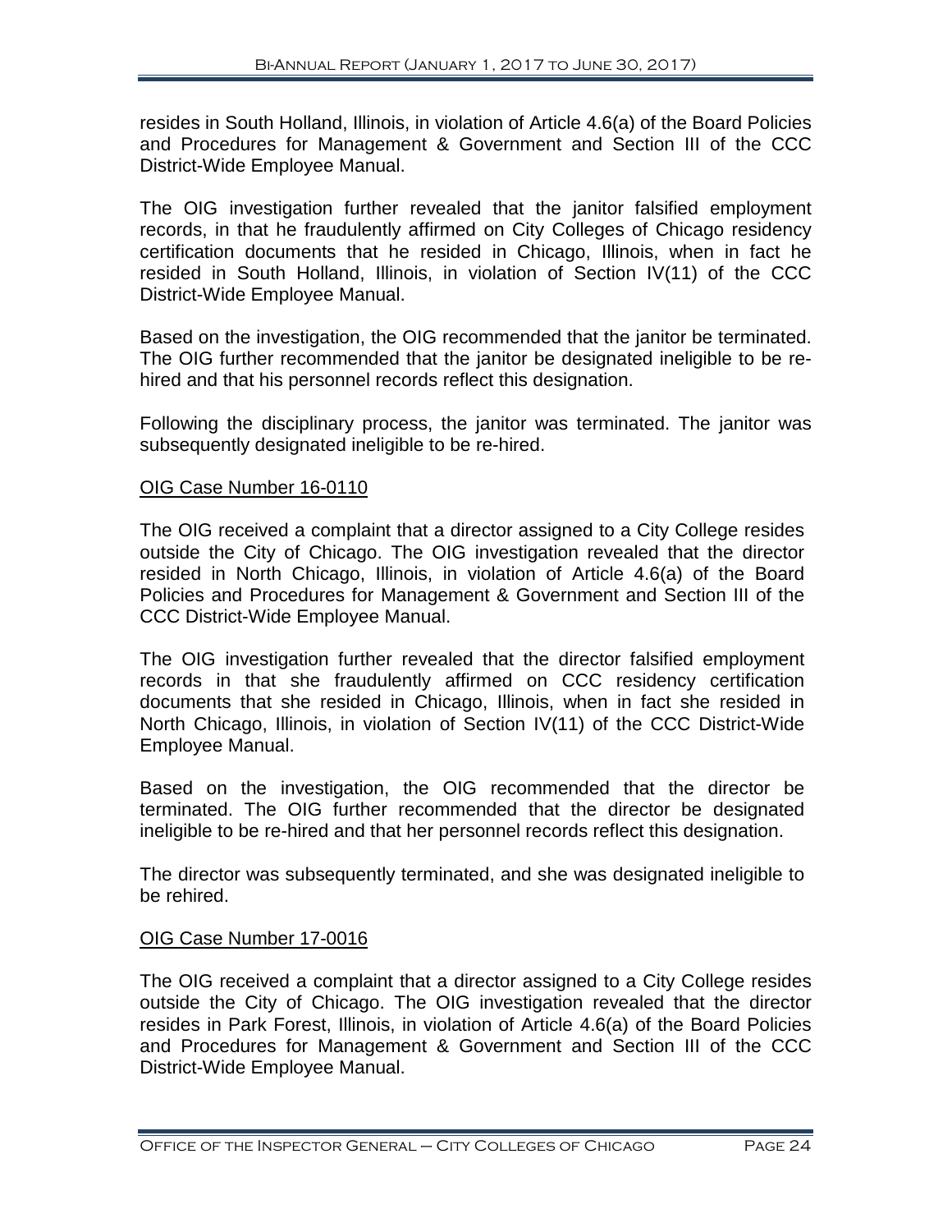resides in South Holland, Illinois, in violation of Article 4.6(a) of the Board Policies and Procedures for Management & Government and Section III of the CCC District-Wide Employee Manual.

The OIG investigation further revealed that the janitor falsified employment records, in that he fraudulently affirmed on City Colleges of Chicago residency certification documents that he resided in Chicago, Illinois, when in fact he resided in South Holland, Illinois, in violation of Section IV(11) of the CCC District-Wide Employee Manual.

Based on the investigation, the OIG recommended that the janitor be terminated. The OIG further recommended that the janitor be designated ineligible to be re-hired and that his personnel records reflect this designation.

Following the disciplinary process, the janitor was terminated. The janitor was subsequently designated ineligible to be re-hired.

<u>OIG Case Number 16-0110</u>

The OIG received a complaint that a director assigned to a City College resides outside the City of Chicago. The OIG investigation revealed that the director resided in North Chicago, Illinois, in violation of Article 4.6(a) of the Board Policies and Procedures for Management & Government and Section III of the CCC District-Wide Employee Manual.

The OIG investigation further revealed that the director falsified employment records in that she fraudulently affirmed on CCC residency certification documents that she resided in Chicago, Illinois, when in fact she resided in North Chicago, Illinois, in violation of Section IV(11) of the CCC District-Wide Employee Manual.

Based on the investigation, the OIG recommended that the director be terminated. The OIG further recommended that the director be designated ineligible to be re-hired and that her personnel records reflect this designation.

The director was subsequently terminated, and she was designated ineligible to be rehired.

<u>OIG Case Number 17-0016</u>

The OIG received a complaint that a director assigned to a City College resides outside the City of Chicago. The OIG investigation revealed that the director resides in Park Forest, Illinois, in violation of Article 4.6(a) of the Board Policies and Procedures for Management & Government and Section III of the CCC District-Wide Employee Manual.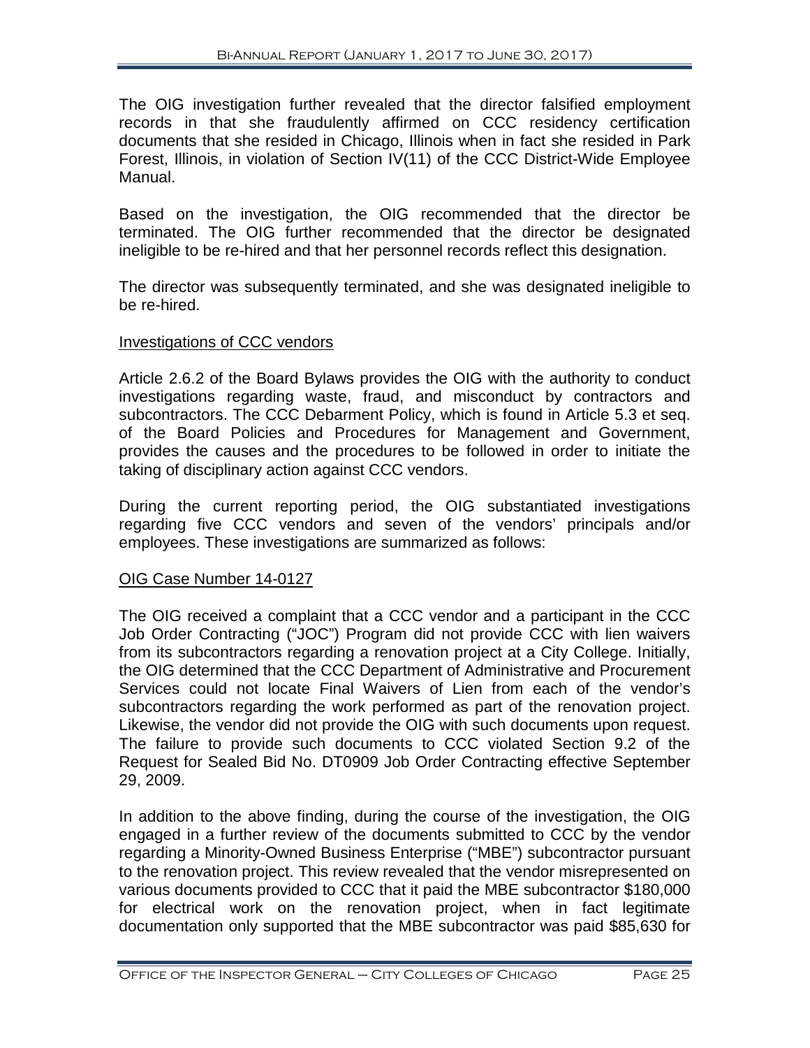The OIG investigation further revealed that the director falsified employment records in that she fraudulently affirmed on CCC residency certification documents that she resided in Chicago, Illinois when in fact she resided in Park Forest, Illinois, in violation of Section IV(11) of the CCC District-Wide Employee Manual.

Based on the investigation, the OIG recommended that the director be terminated. The OIG further recommended that the director be designated ineligible to be re-hired and that her personnel records reflect this designation.

The director was subsequently terminated, and she was designated ineligible to be re-hired.

## Investigations of CCC vendors

Article 2.6.2 of the Board Bylaws provides the OIG with the authority to conduct investigations regarding waste, fraud, and misconduct by contractors and subcontractors. The CCC Debarment Policy, which is found in Article 5.3 et seq. of the Board Policies and Procedures for Management and Government, provides the causes and the procedures to be followed in order to initiate the taking of disciplinary action against CCC vendors.

During the current reporting period, the OIG substantiated investigations regarding five CCC vendors and seven of the vendors' principals and/or employees. These investigations are summarized as follows:

### OIG Case Number 14-0127

The OIG received a complaint that a CCC vendor and a participant in the CCC Job Order Contracting ("JOC") Program did not provide CCC with lien waivers from its subcontractors regarding a renovation project at a City College. Initially, the OIG determined that the CCC Department of Administrative and Procurement Services could not locate Final Waivers of Lien from each of the vendor's subcontractors regarding the work performed as part of the renovation project. Likewise, the vendor did not provide the OIG with such documents upon request. The failure to provide such documents to CCC violated Section 9.2 of the Request for Sealed Bid No. DT0909 Job Order Contracting effective September 29, 2009.

In addition to the above finding, during the course of the investigation, the OIG engaged in a further review of the documents submitted to CCC by the vendor regarding a Minority-Owned Business Enterprise ("MBE") subcontractor pursuant to the renovation project. This review revealed that the vendor misrepresented on various documents provided to CCC that it paid the MBE subcontractor $180,000 for electrical work on the renovation project, when in fact legitimate documentation only supported that the MBE subcontractor was paid $85,630 for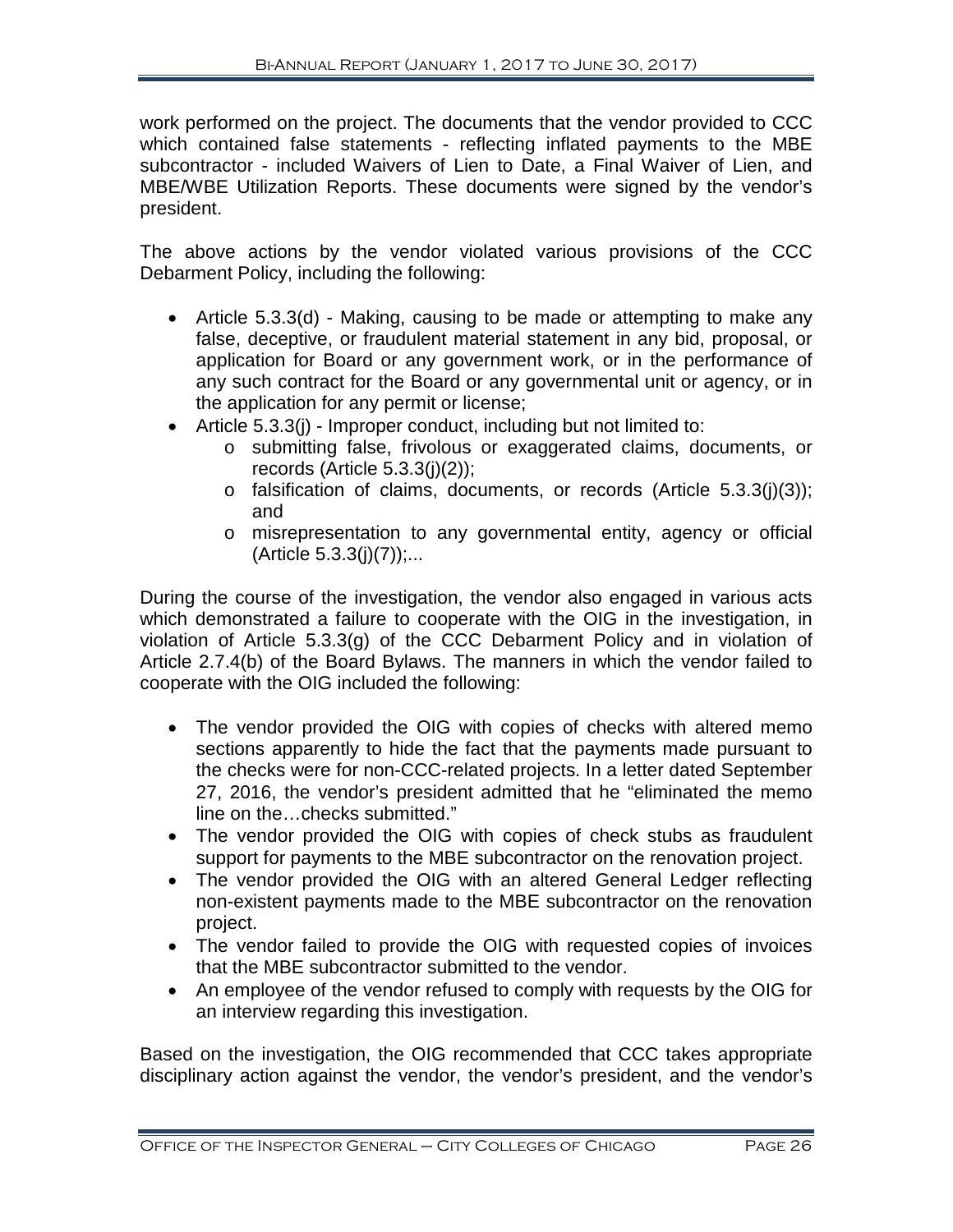work performed on the project. The documents that the vendor provided to CCC which contained false statements - reflecting inflated payments to the MBE subcontractor - included Waivers of Lien to Date, a Final Waiver of Lien, and MBE/WBE Utilization Reports. These documents were signed by the vendor's president.

The above actions by the vendor violated various provisions of the CCC Debarment Policy, including the following:

- Article 5.3.3(d) - Making, causing to be made or attempting to make any false, deceptive, or fraudulent material statement in any bid, proposal, or application for Board or any government work, or in the performance of any such contract for the Board or any governmental unit or agency, or in the application for any permit or license;
- Article 5.3.3(j) - Improper conduct, including but not limited to:
  - submitting false, frivolous or exaggerated claims, documents, or records (Article 5.3.3(j)(2));
  - falsification of claims, documents, or records (Article 5.3.3(j)(3)); and
  - misrepresentation to any governmental entity, agency or official (Article 5.3.3(j)(7));...

During the course of the investigation, the vendor also engaged in various acts which demonstrated a failure to cooperate with the OIG in the investigation, in violation of Article 5.3.3(g) of the CCC Debarment Policy and in violation of Article 2.7.4(b) of the Board Bylaws. The manners in which the vendor failed to cooperate with the OIG included the following:

- The vendor provided the OIG with copies of checks with altered memo sections apparently to hide the fact that the payments made pursuant to the checks were for non-CCC-related projects. In a letter dated September 27, 2016, the vendor's president admitted that he "eliminated the memo line on the…checks submitted."
- The vendor provided the OIG with copies of check stubs as fraudulent support for payments to the MBE subcontractor on the renovation project.
- The vendor provided the OIG with an altered General Ledger reflecting non-existent payments made to the MBE subcontractor on the renovation project.
- The vendor failed to provide the OIG with requested copies of invoices that the MBE subcontractor submitted to the vendor.
- An employee of the vendor refused to comply with requests by the OIG for an interview regarding this investigation.

Based on the investigation, the OIG recommended that CCC takes appropriate disciplinary action against the vendor, the vendor's president, and the vendor's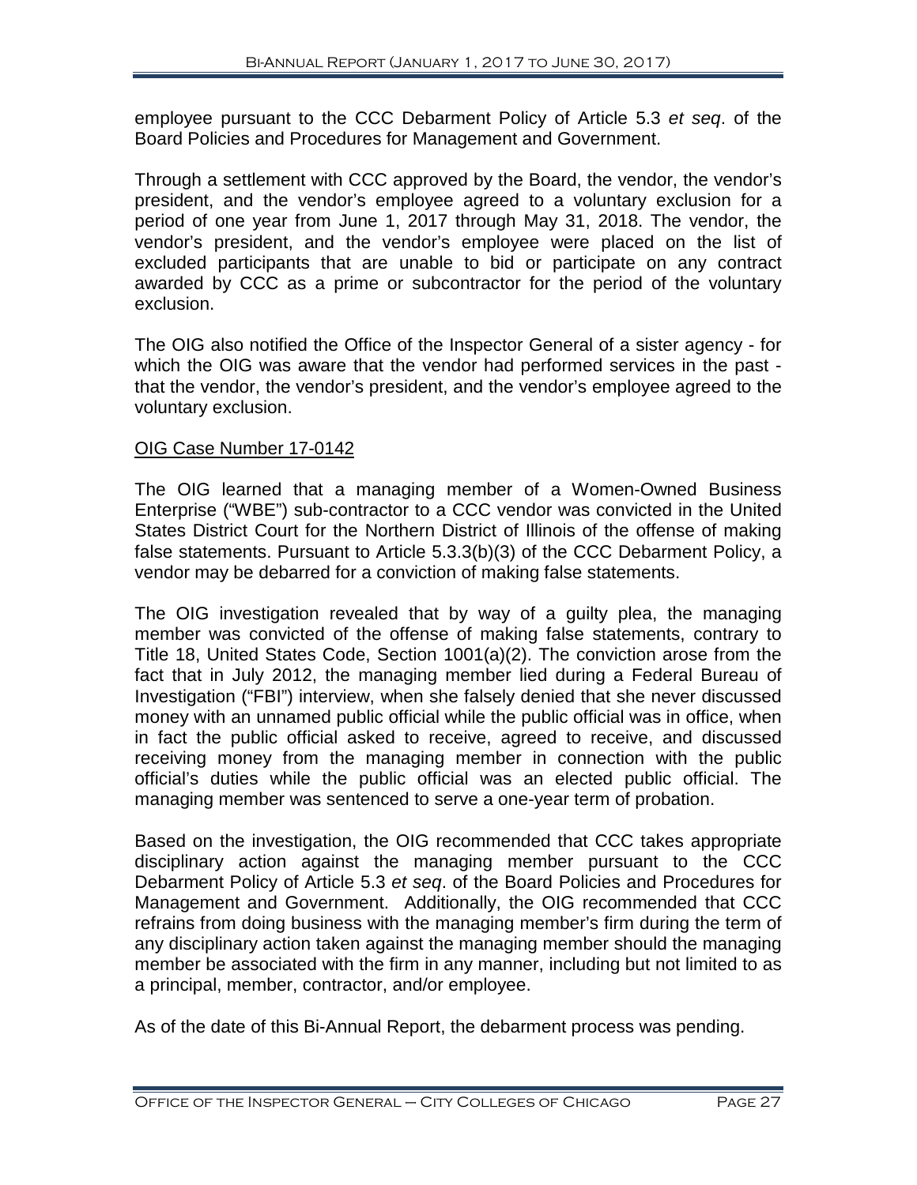employee pursuant to the CCC Debarment Policy of Article 5.3 *et seq*. of the Board Policies and Procedures for Management and Government.

Through a settlement with CCC approved by the Board, the vendor, the vendor's president, and the vendor's employee agreed to a voluntary exclusion for a period of one year from June 1, 2017 through May 31, 2018. The vendor, the vendor's president, and the vendor's employee were placed on the list of excluded participants that are unable to bid or participate on any contract awarded by CCC as a prime or subcontractor for the period of the voluntary exclusion.

The OIG also notified the Office of the Inspector General of a sister agency - for which the OIG was aware that the vendor had performed services in the past - that the vendor, the vendor's president, and the vendor's employee agreed to the voluntary exclusion.

<u>OIG Case Number 17-0142</u>

The OIG learned that a managing member of a Women-Owned Business Enterprise ("WBE") sub-contractor to a CCC vendor was convicted in the United States District Court for the Northern District of Illinois of the offense of making false statements. Pursuant to Article 5.3.3(b)(3) of the CCC Debarment Policy, a vendor may be debarred for a conviction of making false statements.

The OIG investigation revealed that by way of a guilty plea, the managing member was convicted of the offense of making false statements, contrary to Title 18, United States Code, Section 1001(a)(2). The conviction arose from the fact that in July 2012, the managing member lied during a Federal Bureau of Investigation ("FBI") interview, when she falsely denied that she never discussed money with an unnamed public official while the public official was in office, when in fact the public official asked to receive, agreed to receive, and discussed receiving money from the managing member in connection with the public official's duties while the public official was an elected public official. The managing member was sentenced to serve a one-year term of probation.

Based on the investigation, the OIG recommended that CCC takes appropriate disciplinary action against the managing member pursuant to the CCC Debarment Policy of Article 5.3 *et seq*. of the Board Policies and Procedures for Management and Government. Additionally, the OIG recommended that CCC refrains from doing business with the managing member's firm during the term of any disciplinary action taken against the managing member should the managing member be associated with the firm in any manner, including but not limited to as a principal, member, contractor, and/or employee.

As of the date of this Bi-Annual Report, the debarment process was pending.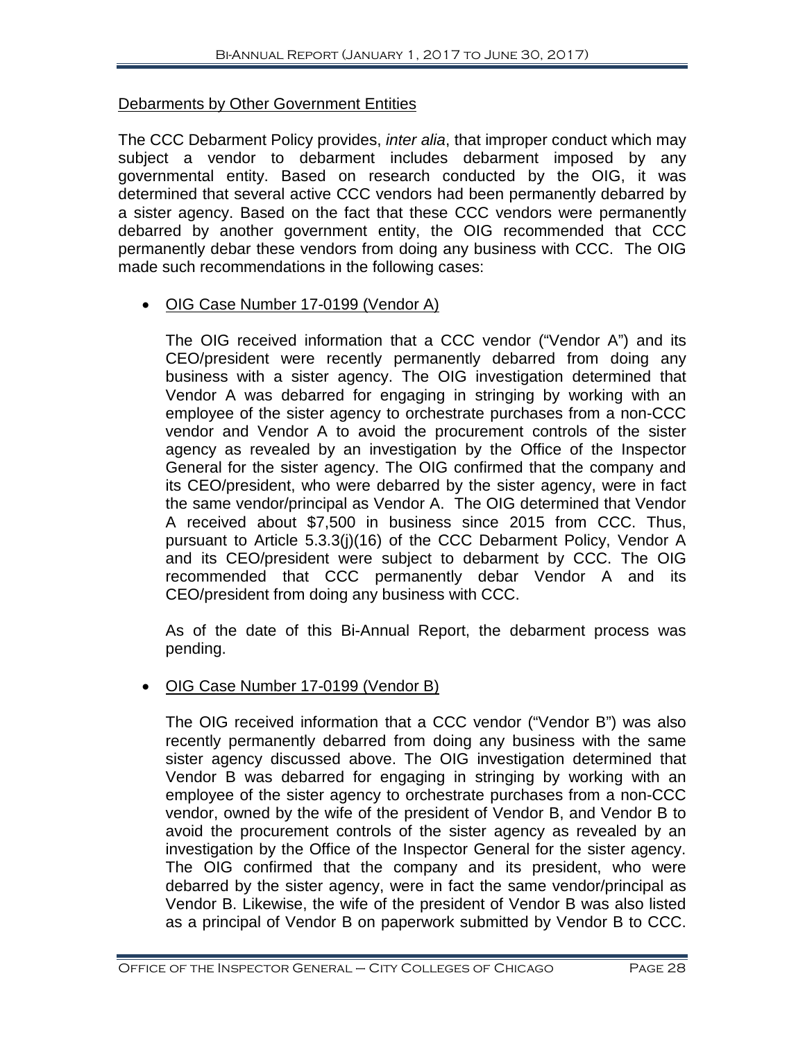Debarments by Other Government Entities

The CCC Debarment Policy provides, *inter alia*, that improper conduct which may subject a vendor to debarment includes debarment imposed by any governmental entity. Based on research conducted by the OIG, it was determined that several active CCC vendors had been permanently debarred by a sister agency. Based on the fact that these CCC vendors were permanently debarred by another government entity, the OIG recommended that CCC permanently debar these vendors from doing any business with CCC. The OIG made such recommendations in the following cases:

- OIG Case Number 17-0199 (Vendor A)

  The OIG received information that a CCC vendor ("Vendor A") and its CEO/president were recently permanently debarred from doing any business with a sister agency. The OIG investigation determined that Vendor A was debarred for engaging in stringing by working with an employee of the sister agency to orchestrate purchases from a non-CCC vendor and Vendor A to avoid the procurement controls of the sister agency as revealed by an investigation by the Office of the Inspector General for the sister agency. The OIG confirmed that the company and its CEO/president, who were debarred by the sister agency, were in fact the same vendor/principal as Vendor A. The OIG determined that Vendor A received about $7,500 in business since 2015 from CCC. Thus, pursuant to Article 5.3.3(j)(16) of the CCC Debarment Policy, Vendor A and its CEO/president were subject to debarment by CCC. The OIG recommended that CCC permanently debar Vendor A and its CEO/president from doing any business with CCC.

  As of the date of this Bi-Annual Report, the debarment process was pending.

- OIG Case Number 17-0199 (Vendor B)

  The OIG received information that a CCC vendor ("Vendor B") was also recently permanently debarred from doing any business with the same sister agency discussed above. The OIG investigation determined that Vendor B was debarred for engaging in stringing by working with an employee of the sister agency to orchestrate purchases from a non-CCC vendor, owned by the wife of the president of Vendor B, and Vendor B to avoid the procurement controls of the sister agency as revealed by an investigation by the Office of the Inspector General for the sister agency. The OIG confirmed that the company and its president, who were debarred by the sister agency, were in fact the same vendor/principal as Vendor B. Likewise, the wife of the president of Vendor B was also listed as a principal of Vendor B on paperwork submitted by Vendor B to CCC.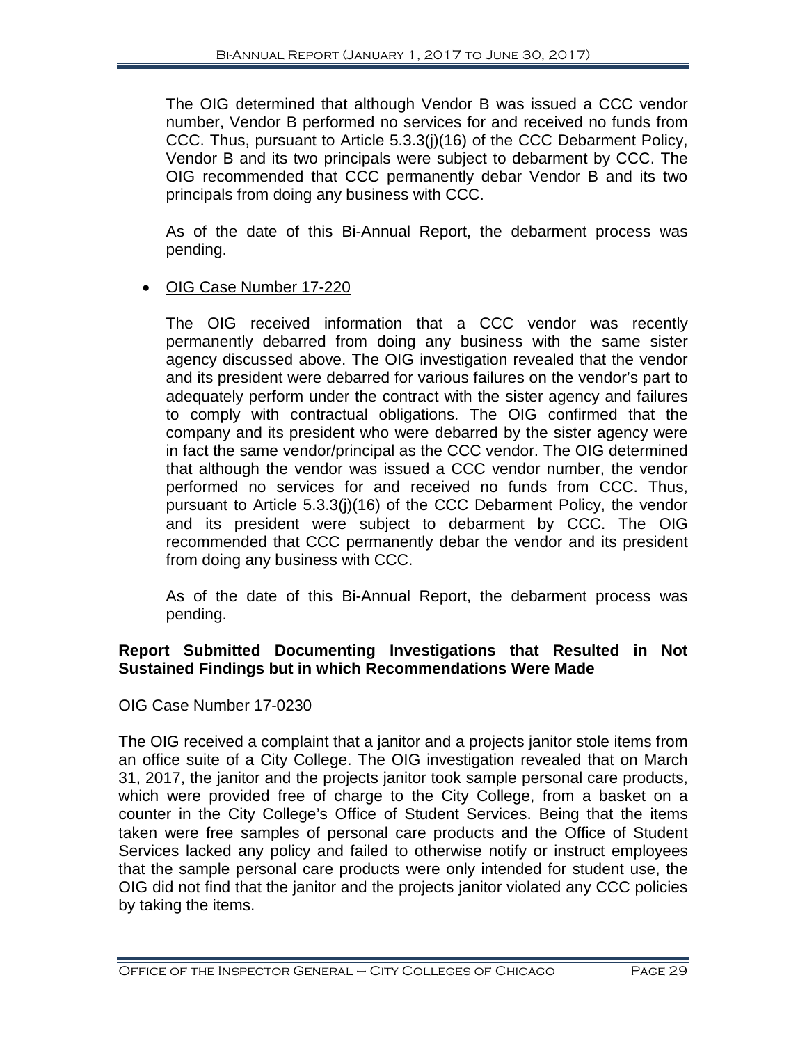The OIG determined that although Vendor B was issued a CCC vendor number, Vendor B performed no services for and received no funds from CCC. Thus, pursuant to Article 5.3.3(j)(16) of the CCC Debarment Policy, Vendor B and its two principals were subject to debarment by CCC. The OIG recommended that CCC permanently debar Vendor B and its two principals from doing any business with CCC.

As of the date of this Bi-Annual Report, the debarment process was pending.

- OIG Case Number 17-220

  The OIG received information that a CCC vendor was recently permanently debarred from doing any business with the same sister agency discussed above. The OIG investigation revealed that the vendor and its president were debarred for various failures on the vendor's part to adequately perform under the contract with the sister agency and failures to comply with contractual obligations. The OIG confirmed that the company and its president who were debarred by the sister agency were in fact the same vendor/principal as the CCC vendor. The OIG determined that although the vendor was issued a CCC vendor number, the vendor performed no services for and received no funds from CCC. Thus, pursuant to Article 5.3.3(j)(16) of the CCC Debarment Policy, the vendor and its president were subject to debarment by CCC. The OIG recommended that CCC permanently debar the vendor and its president from doing any business with CCC.

  As of the date of this Bi-Annual Report, the debarment process was pending.

**Report Submitted Documenting Investigations that Resulted in Not Sustained Findings but in which Recommendations Were Made**

OIG Case Number 17-0230

The OIG received a complaint that a janitor and a projects janitor stole items from an office suite of a City College. The OIG investigation revealed that on March 31, 2017, the janitor and the projects janitor took sample personal care products, which were provided free of charge to the City College, from a basket on a counter in the City College's Office of Student Services. Being that the items taken were free samples of personal care products and the Office of Student Services lacked any policy and failed to otherwise notify or instruct employees that the sample personal care products were only intended for student use, the OIG did not find that the janitor and the projects janitor violated any CCC policies by taking the items.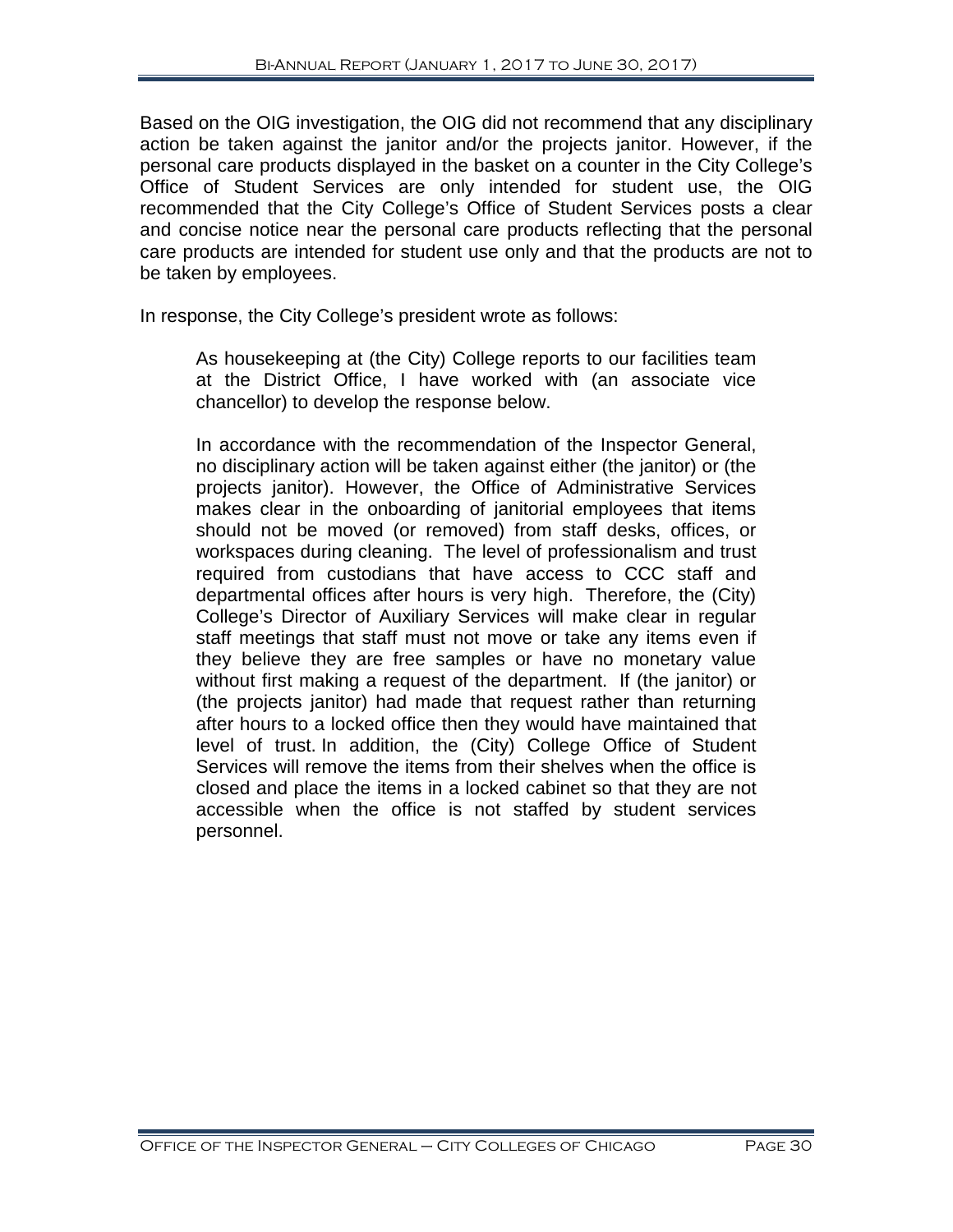Based on the OIG investigation, the OIG did not recommend that any disciplinary action be taken against the janitor and/or the projects janitor. However, if the personal care products displayed in the basket on a counter in the City College's Office of Student Services are only intended for student use, the OIG recommended that the City College's Office of Student Services posts a clear and concise notice near the personal care products reflecting that the personal care products are intended for student use only and that the products are not to be taken by employees.

In response, the City College's president wrote as follows:

> As housekeeping at (the City) College reports to our facilities team at the District Office, I have worked with (an associate vice chancellor) to develop the response below.
>
> In accordance with the recommendation of the Inspector General, no disciplinary action will be taken against either (the janitor) or (the projects janitor). However, the Office of Administrative Services makes clear in the onboarding of janitorial employees that items should not be moved (or removed) from staff desks, offices, or workspaces during cleaning. The level of professionalism and trust required from custodians that have access to CCC staff and departmental offices after hours is very high. Therefore, the (City) College's Director of Auxiliary Services will make clear in regular staff meetings that staff must not move or take any items even if they believe they are free samples or have no monetary value without first making a request of the department. If (the janitor) or (the projects janitor) had made that request rather than returning after hours to a locked office then they would have maintained that level of trust. In addition, the (City) College Office of Student Services will remove the items from their shelves when the office is closed and place the items in a locked cabinet so that they are not accessible when the office is not staffed by student services personnel.